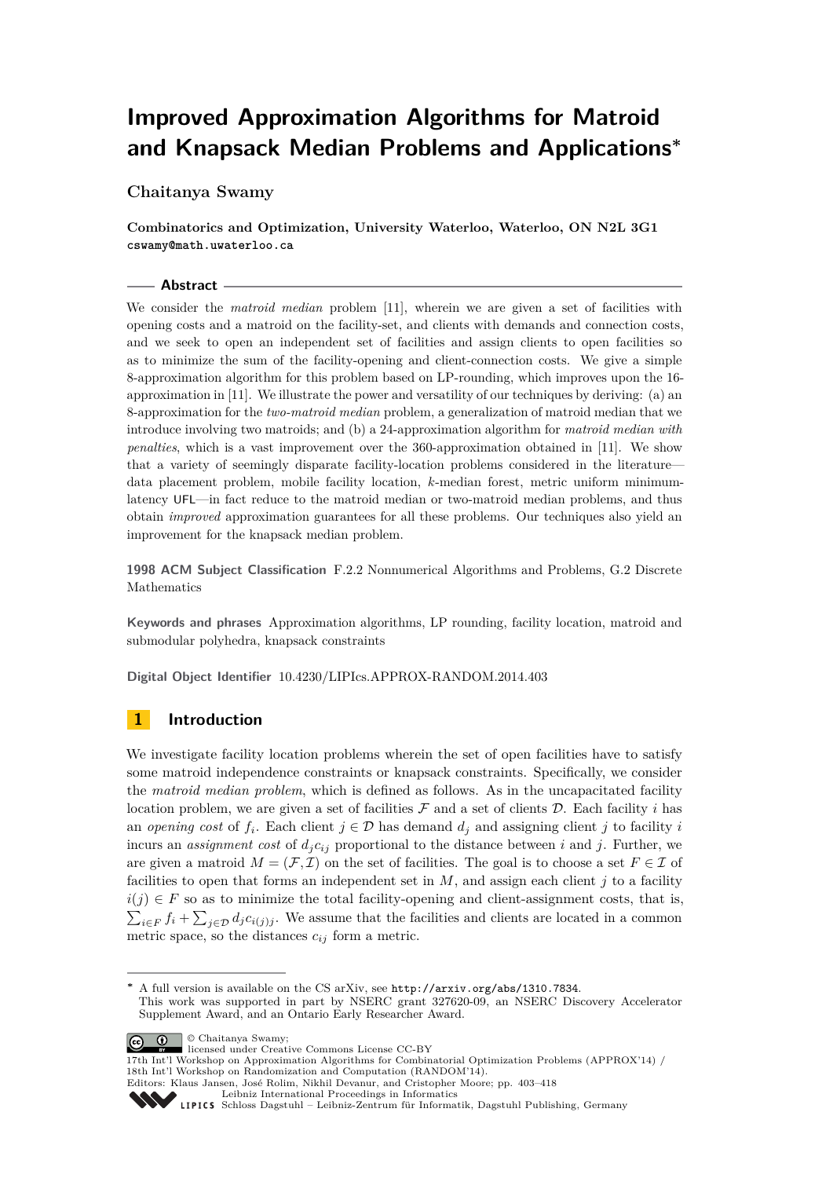# Improved Approximation Algorithms for Matroid and Knapsack Median Problems and Applications*

**Chaitanya Swamy**

**Combinatorics and Optimization, University Waterloo, Waterloo, ON N2L 3G1**
`cswamy@math.uwaterloo.ca`

## Abstract

We consider the *matroid median* problem [11], wherein we are given a set of facilities with opening costs and a matroid on the facility-set, and clients with demands and connection costs, and we seek to open an independent set of facilities and assign clients to open facilities so as to minimize the sum of the facility-opening and client-connection costs. We give a simple 8-approximation algorithm for this problem based on LP-rounding, which improves upon the 16-approximation in [11]. We illustrate the power and versatility of our techniques by deriving: (a) an 8-approximation for the *two-matroid median* problem, a generalization of matroid median that we introduce involving two matroids; and (b) a 24-approximation algorithm for *matroid median with penalties*, which is a vast improvement over the 360-approximation obtained in [11]. We show that a variety of seemingly disparate facility-location problems considered in the literature—data placement problem, mobile facility location, $k$-median forest, metric uniform minimum-latency UFL—in fact reduce to the matroid median or two-matroid median problems, and thus obtain *improved* approximation guarantees for all these problems. Our techniques also yield an improvement for the knapsack median problem.

**1998 ACM Subject Classification** F.2.2 Nonnumerical Algorithms and Problems, G.2 Discrete Mathematics

**Keywords and phrases** Approximation algorithms, LP rounding, facility location, matroid and submodular polyhedra, knapsack constraints

**Digital Object Identifier** 10.4230/LIPIcs.APPROX-RANDOM.2014.403

## 1 Introduction

We investigate facility location problems wherein the set of open facilities have to satisfy some matroid independence constraints or knapsack constraints. Specifically, we consider the *matroid median problem*, which is defined as follows. As in the uncapacitated facility location problem, we are given a set of facilities $\mathcal{F}$ and a set of clients $\mathcal{D}$. Each facility $i$ has an *opening cost* of $f_i$. Each client $j \in \mathcal{D}$ has demand $d_j$ and assigning client $j$ to facility $i$ incurs an *assignment cost* of $d_j c_{ij}$ proportional to the distance between $i$ and $j$. Further, we are given a matroid $M = (\mathcal{F}, \mathcal{I})$ on the set of facilities. The goal is to choose a set $F \in \mathcal{I}$ of facilities to open that forms an independent set in $M$, and assign each client $j$ to a facility $i(j) \in F$ so as to minimize the total facility-opening and client-assignment costs, that is, $\sum_{i \in F} f_i + \sum_{j \in \mathcal{D}} d_j c_{i(j)j}$. We assume that the facilities and clients are located in a common metric space, so the distances $c_{ij}$ form a metric.

---

* A full version is available on the CS arXiv, see `http://arxiv.org/abs/1310.7834`.
This work was supported in part by NSERC grant 327620-09, an NSERC Discovery Accelerator Supplement Award, and an Ontario Early Researcher Award.

© Chaitanya Swamy;
licensed under Creative Commons License CC-BY
17th Int'l Workshop on Approximation Algorithms for Combinatorial Optimization Problems (APPROX'14) / 18th Int'l Workshop on Randomization and Computation (RANDOM'14).
Editors: Klaus Jansen, José Rolim, Nikhil Devanur, and Cristopher Moore; pp. 403–418
Leibniz International Proceedings in Informatics
Schloss Dagstuhl – Leibniz-Zentrum für Informatik, Dagstuhl Publishing, Germany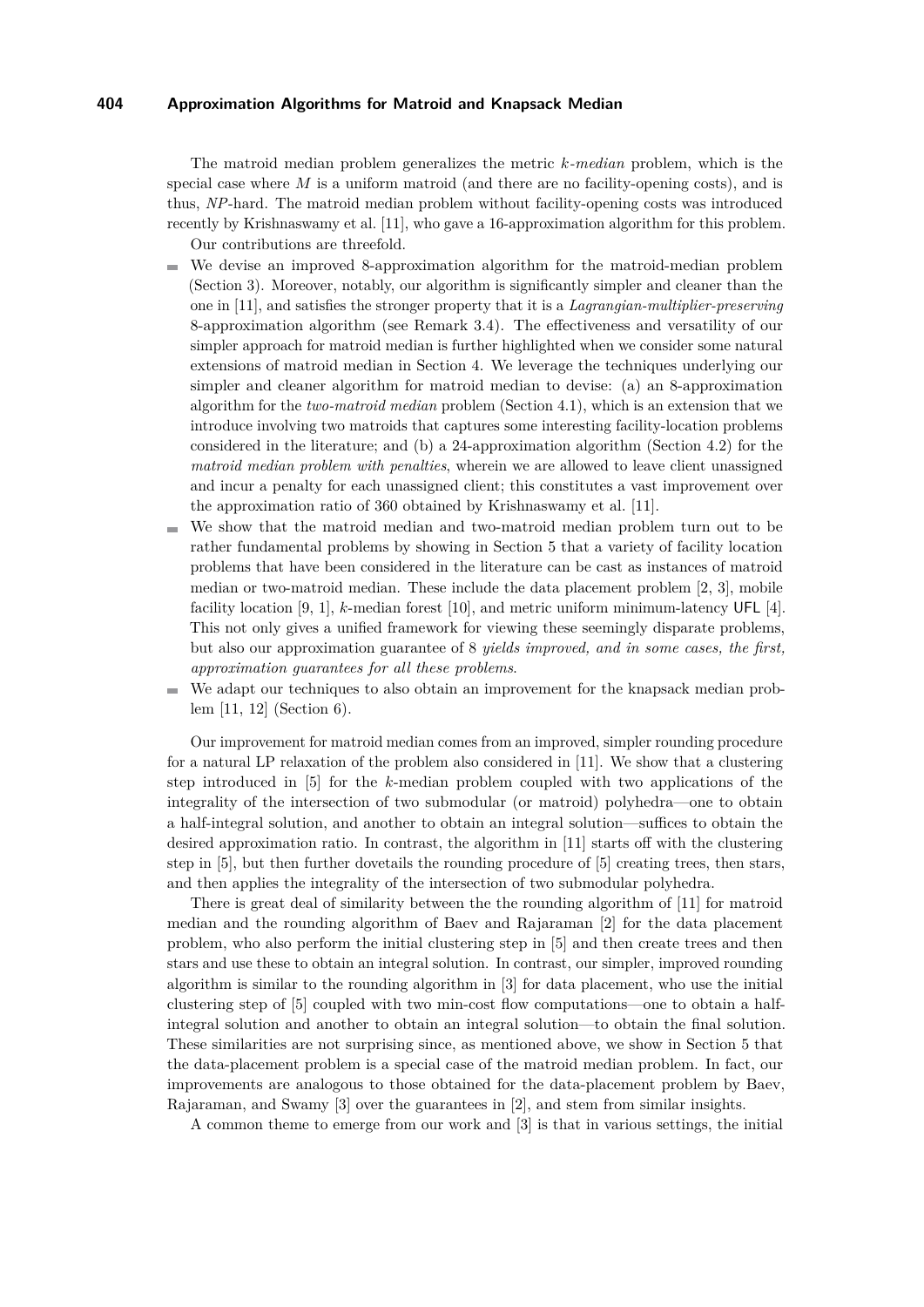The matroid median problem generalizes the metric *k-median* problem, which is the special case where $M$ is a uniform matroid (and there are no facility-opening costs), and is thus, *NP*-hard. The matroid median problem without facility-opening costs was introduced recently by Krishnaswamy et al. [11], who gave a 16-approximation algorithm for this problem.

Our contributions are threefold.

- We devise an improved 8-approximation algorithm for the matroid-median problem (Section 3). Moreover, notably, our algorithm is significantly simpler and cleaner than the one in [11], and satisfies the stronger property that it is a *Lagrangian-multiplier-preserving* 8-approximation algorithm (see Remark 3.4). The effectiveness and versatility of our simpler approach for matroid median is further highlighted when we consider some natural extensions of matroid median in Section 4. We leverage the techniques underlying our simpler and cleaner algorithm for matroid median to devise: (a) an 8-approximation algorithm for the *two-matroid median* problem (Section 4.1), which is an extension that we introduce involving two matroids that captures some interesting facility-location problems considered in the literature; and (b) a 24-approximation algorithm (Section 4.2) for the *matroid median problem with penalties*, wherein we are allowed to leave client unassigned and incur a penalty for each unassigned client; this constitutes a vast improvement over the approximation ratio of 360 obtained by Krishnaswamy et al. [11].
- We show that the matroid median and two-matroid median problem turn out to be rather fundamental problems by showing in Section 5 that a variety of facility location problems that have been considered in the literature can be cast as instances of matroid median or two-matroid median. These include the data placement problem [2, 3], mobile facility location [9, 1], $k$-median forest [10], and metric uniform minimum-latency UFL [4]. This not only gives a unified framework for viewing these seemingly disparate problems, but also our approximation guarantee of 8 *yields improved, and in some cases, the first, approximation guarantees for all these problems*.
- We adapt our techniques to also obtain an improvement for the knapsack median problem [11, 12] (Section 6).

Our improvement for matroid median comes from an improved, simpler rounding procedure for a natural LP relaxation of the problem also considered in [11]. We show that a clustering step introduced in [5] for the $k$-median problem coupled with two applications of the integrality of the intersection of two submodular (or matroid) polyhedra—one to obtain a half-integral solution, and another to obtain an integral solution—suffices to obtain the desired approximation ratio. In contrast, the algorithm in [11] starts off with the clustering step in [5], but then further dovetails the rounding procedure of [5] creating trees, then stars, and then applies the integrality of the intersection of two submodular polyhedra.

There is great deal of similarity between the the rounding algorithm of [11] for matroid median and the rounding algorithm of Baev and Rajaraman [2] for the data placement problem, who also perform the initial clustering step in [5] and then create trees and then stars and use these to obtain an integral solution. In contrast, our simpler, improved rounding algorithm is similar to the rounding algorithm in [3] for data placement, who use the initial clustering step of [5] coupled with two min-cost flow computations—one to obtain a half-integral solution and another to obtain an integral solution—to obtain the final solution. These similarities are not surprising since, as mentioned above, we show in Section 5 that the data-placement problem is a special case of the matroid median problem. In fact, our improvements are analogous to those obtained for the data-placement problem by Baev, Rajaraman, and Swamy [3] over the guarantees in [2], and stem from similar insights.

A common theme to emerge from our work and [3] is that in various settings, the initial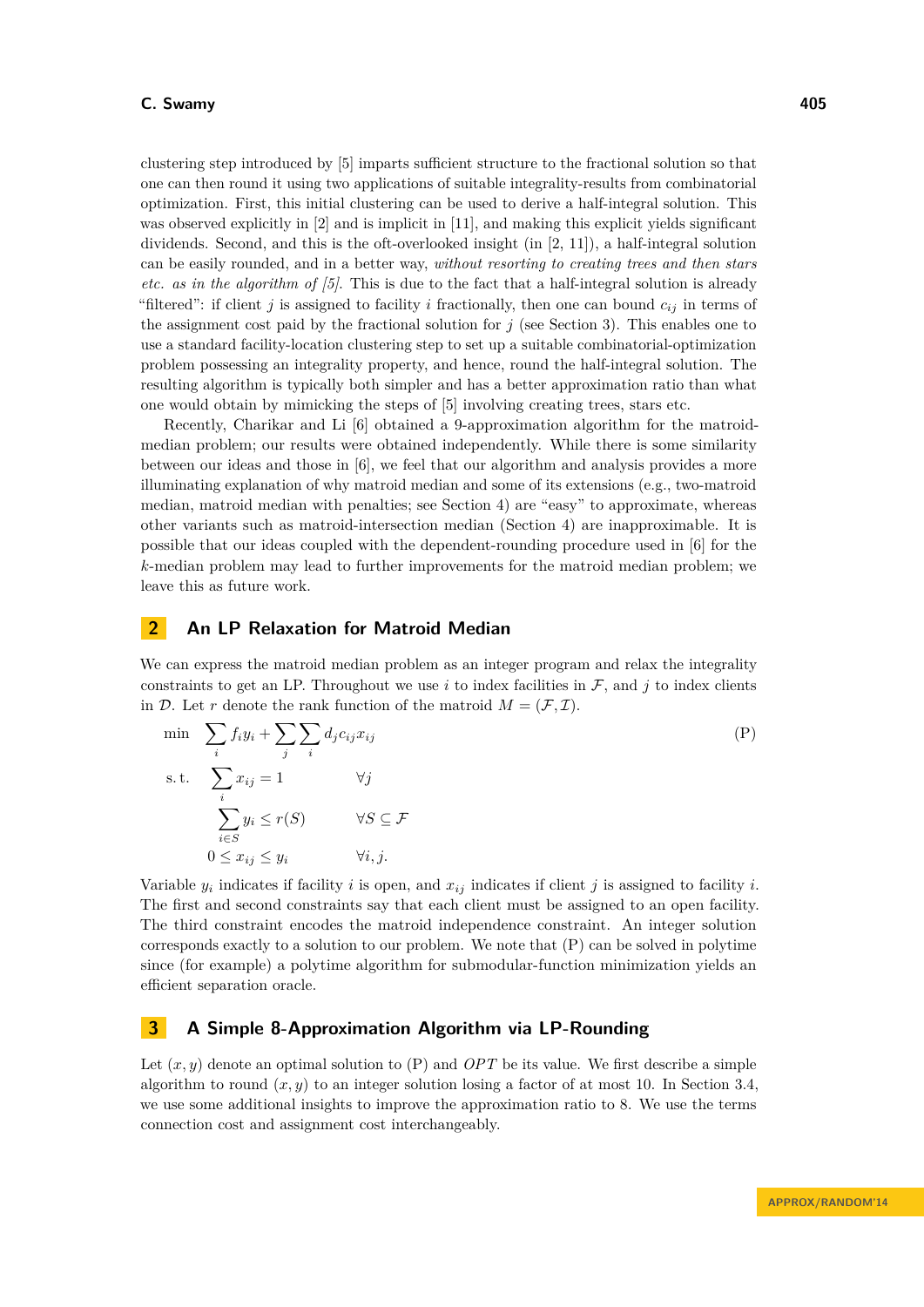clustering step introduced by [5] imparts sufficient structure to the fractional solution so that one can then round it using two applications of suitable integrality-results from combinatorial optimization. First, this initial clustering can be used to derive a half-integral solution. This was observed explicitly in [2] and is implicit in [11], and making this explicit yields significant dividends. Second, and this is the oft-overlooked insight (in [2, 11]), a half-integral solution can be easily rounded, and in a better way, *without resorting to creating trees and then stars etc. as in the algorithm of [5]*. This is due to the fact that a half-integral solution is already "filtered": if client $j$ is assigned to facility $i$ fractionally, then one can bound $c_{ij}$ in terms of the assignment cost paid by the fractional solution for $j$ (see Section 3). This enables one to use a standard facility-location clustering step to set up a suitable combinatorial-optimization problem possessing an integrality property, and hence, round the half-integral solution. The resulting algorithm is typically both simpler and has a better approximation ratio than what one would obtain by mimicking the steps of [5] involving creating trees, stars etc.

Recently, Charikar and Li [6] obtained a 9-approximation algorithm for the matroid-median problem; our results were obtained independently. While there is some similarity between our ideas and those in [6], we feel that our algorithm and analysis provides a more illuminating explanation of why matroid median and some of its extensions (e.g., two-matroid median, matroid median with penalties; see Section 4) are "easy" to approximate, whereas other variants such as matroid-intersection median (Section 4) are inapproximable. It is possible that our ideas coupled with the dependent-rounding procedure used in [6] for the $k$-median problem may lead to further improvements for the matroid median problem; we leave this as future work.

## 2 An LP Relaxation for Matroid Median

We can express the matroid median problem as an integer program and relax the integrality constraints to get an LP. Throughout we use $i$ to index facilities in $\mathcal{F}$, and $j$ to index clients in $\mathcal{D}$. Let $r$ denote the rank function of the matroid $M = (\mathcal{F}, \mathcal{I})$.

$$
\begin{aligned}
\min \quad & \sum_i f_i y_i + \sum_j \sum_i d_j c_{ij} x_{ij} && && \text{(P)} \\
\text{s.t.} \quad & \sum_i x_{ij} = 1 && \forall j \\
& \sum_{i \in S} y_i \leq r(S) && \forall S \subseteq \mathcal{F} \\
& 0 \leq x_{ij} \leq y_i && \forall i, j.
\end{aligned}
$$

Variable $y_i$ indicates if facility $i$ is open, and $x_{ij}$ indicates if client $j$ is assigned to facility $i$. The first and second constraints say that each client must be assigned to an open facility. The third constraint encodes the matroid independence constraint. An integer solution corresponds exactly to a solution to our problem. We note that (P) can be solved in polytime since (for example) a polytime algorithm for submodular-function minimization yields an efficient separation oracle.

## 3 A Simple 8-Approximation Algorithm via LP-Rounding

Let $(x, y)$ denote an optimal solution to (P) and $OPT$ be its value. We first describe a simple algorithm to round $(x, y)$ to an integer solution losing a factor of at most 10. In Section 3.4, we use some additional insights to improve the approximation ratio to 8. We use the terms connection cost and assignment cost interchangeably.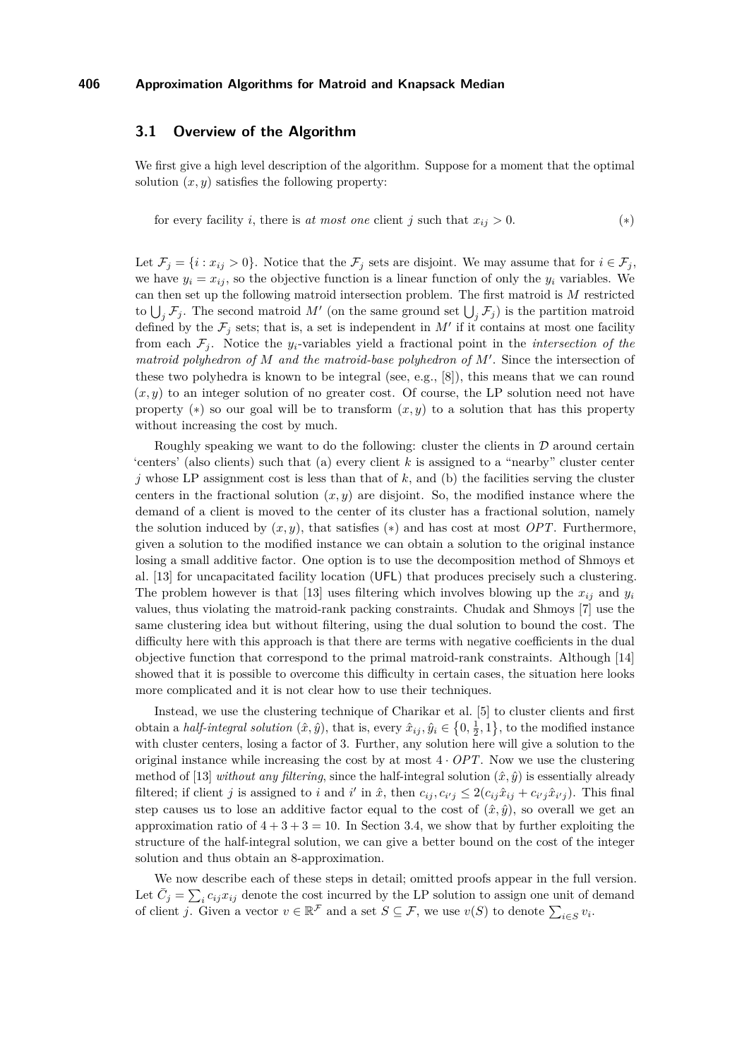### 3.1 Overview of the Algorithm

We first give a high level description of the algorithm. Suppose for a moment that the optimal solution $(x, y)$ satisfies the following property:

$$\text{for every facility } i \text{, there is } \textit{at most one} \text{ client } j \text{ such that } x_{ij} > 0. \tag{$*$}$$

Let $\mathcal{F}_j = \{i : x_{ij} > 0\}$. Notice that the $\mathcal{F}_j$ sets are disjoint. We may assume that for $i \in \mathcal{F}_j$, we have $y_i = x_{ij}$, so the objective function is a linear function of only the $y_i$ variables. We can then set up the following matroid intersection problem. The first matroid is $M$ restricted to $\bigcup_j \mathcal{F}_j$. The second matroid $M'$ (on the same ground set $\bigcup_j \mathcal{F}_j$) is the partition matroid defined by the $\mathcal{F}_j$ sets; that is, a set is independent in $M'$ if it contains at most one facility from each $\mathcal{F}_j$. Notice the $y_i$-variables yield a fractional point in the *intersection of the matroid polyhedron of $M$ and the matroid-base polyhedron of $M'$*. Since the intersection of these two polyhedra is known to be integral (see, e.g., [8]), this means that we can round $(x, y)$ to an integer solution of no greater cost. Of course, the LP solution need not have property $(*)$ so our goal will be to transform $(x, y)$ to a solution that has this property without increasing the cost by much.

Roughly speaking we want to do the following: cluster the clients in $\mathcal{D}$ around certain 'centers' (also clients) such that (a) every client $k$ is assigned to a "nearby" cluster center $j$ whose LP assignment cost is less than that of $k$, and (b) the facilities serving the cluster centers in the fractional solution $(x, y)$ are disjoint. So, the modified instance where the demand of a client is moved to the center of its cluster has a fractional solution, namely the solution induced by $(x, y)$, that satisfies $(*)$ and has cost at most $OPT$. Furthermore, given a solution to the modified instance we can obtain a solution to the original instance losing a small additive factor. One option is to use the decomposition method of Shmoys et al. [13] for uncapacitated facility location (UFL) that produces precisely such a clustering. The problem however is that [13] uses filtering which involves blowing up the $x_{ij}$ and $y_i$ values, thus violating the matroid-rank packing constraints. Chudak and Shmoys [7] use the same clustering idea but without filtering, using the dual solution to bound the cost. The difficulty here with this approach is that there are terms with negative coefficients in the dual objective function that correspond to the primal matroid-rank constraints. Although [14] showed that it is possible to overcome this difficulty in certain cases, the situation here looks more complicated and it is not clear how to use their techniques.

Instead, we use the clustering technique of Charikar et al. [5] to cluster clients and first obtain a *half-integral solution* $(\hat{x}, \hat{y})$, that is, every $\hat{x}_{ij}, \hat{y}_i \in \{0, \frac{1}{2}, 1\}$, to the modified instance with cluster centers, losing a factor of 3. Further, any solution here will give a solution to the original instance while increasing the cost by at most $4 \cdot OPT$. Now we use the clustering method of [13] *without any filtering*, since the half-integral solution $(\hat{x}, \hat{y})$ is essentially already filtered; if client $j$ is assigned to $i$ and $i'$ in $\hat{x}$, then $c_{ij}, c_{i'j} \leq 2(c_{ij}\hat{x}_{ij} + c_{i'j}\hat{x}_{i'j})$. This final step causes us to lose an additive factor equal to the cost of $(\hat{x}, \hat{y})$, so overall we get an approximation ratio of $4 + 3 + 3 = 10$. In Section 3.4, we show that by further exploiting the structure of the half-integral solution, we can give a better bound on the cost of the integer solution and thus obtain an 8-approximation.

We now describe each of these steps in detail; omitted proofs appear in the full version. Let $\bar{C}_j = \sum_i c_{ij} x_{ij}$ denote the cost incurred by the LP solution to assign one unit of demand of client $j$. Given a vector $v \in \mathbb{R}^{\mathcal{F}}$ and a set $S \subseteq \mathcal{F}$, we use $v(S)$ to denote $\sum_{i \in S} v_i$.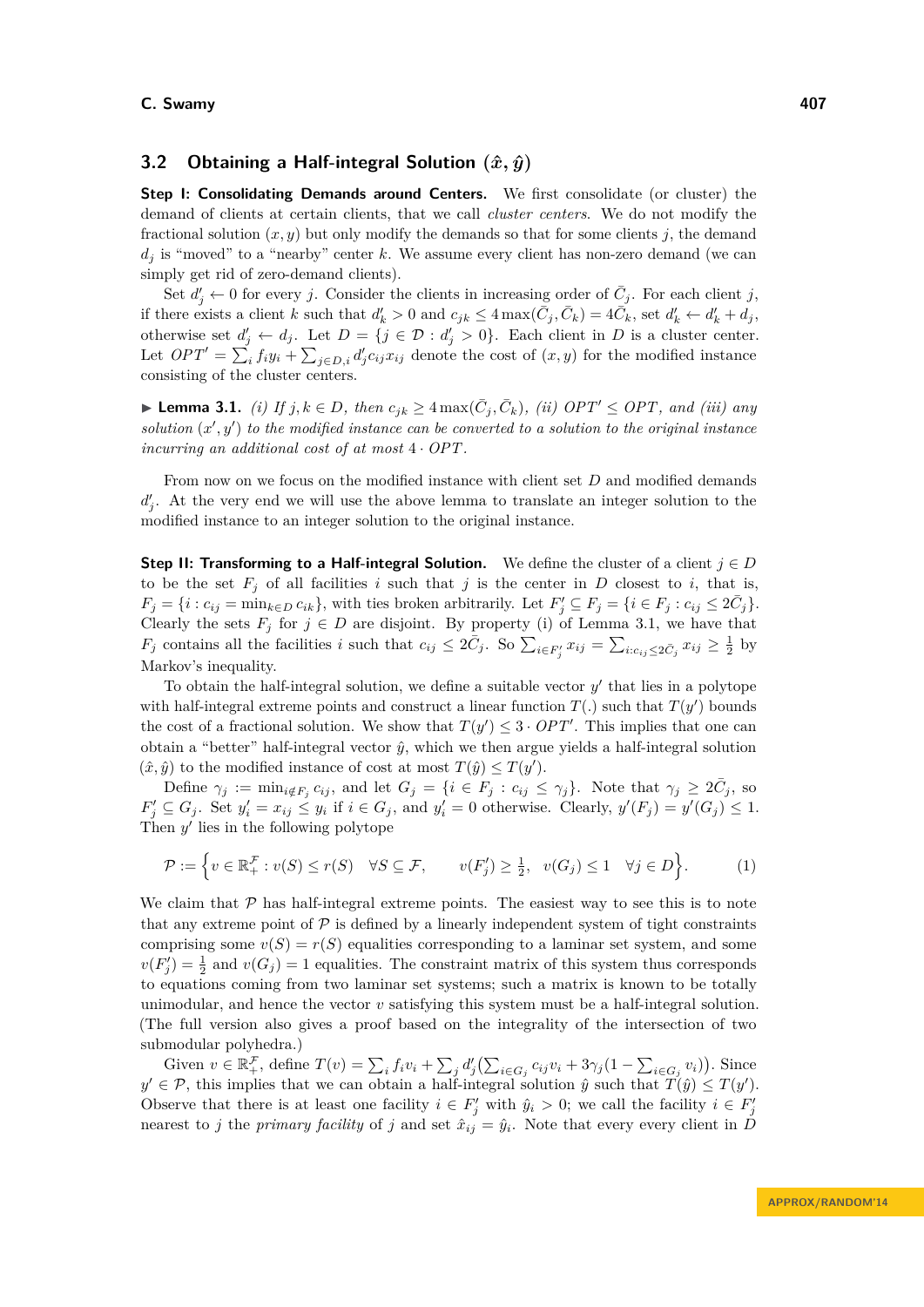## 3.2 Obtaining a Half-integral Solution $(\hat{x}, \hat{y})$

**Step I: Consolidating Demands around Centers.** We first consolidate (or cluster) the demand of clients at certain clients, that we call *cluster centers*. We do not modify the fractional solution $(x, y)$ but only modify the demands so that for some clients $j$, the demand $d_j$ is "moved" to a "nearby" center $k$. We assume every client has non-zero demand (we can simply get rid of zero-demand clients).

Set $d'_j \leftarrow 0$ for every $j$. Consider the clients in increasing order of $\bar{C}_j$. For each client $j$, if there exists a client $k$ such that $d'_k > 0$ and $c_{jk} \le 4\max(\bar{C}_j, \bar{C}_k) = 4\bar{C}_k$, set $d'_k \leftarrow d'_k + d_j$, otherwise set $d'_j \leftarrow d_j$. Let $D = \{j \in \mathcal{D} : d'_j > 0\}$. Each client in $D$ is a cluster center. Let $OPT' = \sum_i f_i y_i + \sum_{j \in D, i} d'_j c_{ij} x_{ij}$ denote the cost of $(x, y)$ for the modified instance consisting of the cluster centers.

▶ **Lemma 3.1.** *(i) If $j, k \in D$, then $c_{jk} \ge 4\max(\bar{C}_j, \bar{C}_k)$, (ii) $OPT' \le OPT$, and (iii) any solution $(x', y')$ to the modified instance can be converted to a solution to the original instance incurring an additional cost of at most $4 \cdot OPT$.*

From now on we focus on the modified instance with client set $D$ and modified demands $d'_j$. At the very end we will use the above lemma to translate an integer solution to the modified instance to an integer solution to the original instance.

**Step II: Transforming to a Half-integral Solution.** We define the cluster of a client $j \in D$ to be the set $F_j$ of all facilities $i$ such that $j$ is the center in $D$ closest to $i$, that is, $F_j = \{i : c_{ij} = \min_{k \in D} c_{ik}\}$, with ties broken arbitrarily. Let $F'_j \subseteq F_j = \{i \in F_j : c_{ij} \le 2\bar{C}_j\}$. Clearly the sets $F_j$ for $j \in D$ are disjoint. By property (i) of Lemma 3.1, we have that $F_j$ contains all the facilities $i$ such that $c_{ij} \le 2\bar{C}_j$. So $\sum_{i \in F'_j} x_{ij} = \sum_{i: c_{ij} \le 2\bar{C}_j} x_{ij} \ge \frac{1}{2}$ by Markov's inequality.

To obtain the half-integral solution, we define a suitable vector $y'$ that lies in a polytope with half-integral extreme points and construct a linear function $T(.)$ such that $T(y')$ bounds the cost of a fractional solution. We show that $T(y') \le 3 \cdot OPT'$. This implies that one can obtain a "better" half-integral vector $\hat{y}$, which we then argue yields a half-integral solution $(\hat{x}, \hat{y})$ to the modified instance of cost at most $T(\hat{y}) \le T(y')$.

Define $\gamma_j := \min_{i \notin F_j} c_{ij}$, and let $G_j = \{i \in F_j : c_{ij} \le \gamma_j\}$. Note that $\gamma_j \ge 2\bar{C}_j$, so $F'_j \subseteq G_j$. Set $y'_i = x_{ij} \le y_i$ if $i \in G_j$, and $y'_i = 0$ otherwise. Clearly, $y'(F_j) = y'(G_j) \le 1$. Then $y'$ lies in the following polytope

$$\mathcal{P} := \Big\{ v \in \mathbb{R}_+^{\mathcal{F}} : v(S) \le r(S) \quad \forall S \subseteq \mathcal{F}, \qquad v(F'_j) \ge \tfrac{1}{2}, \;\; v(G_j) \le 1 \quad \forall j \in D \Big\}. \tag{1}$$

We claim that $\mathcal{P}$ has half-integral extreme points. The easiest way to see this is to note that any extreme point of $\mathcal{P}$ is defined by a linearly independent system of tight constraints comprising some $v(S) = r(S)$ equalities corresponding to a laminar set system, and some $v(F'_j) = \frac{1}{2}$ and $v(G_j) = 1$ equalities. The constraint matrix of this system thus corresponds to equations coming from two laminar set systems; such a matrix is known to be totally unimodular, and hence the vector $v$ satisfying this system must be a half-integral solution. (The full version also gives a proof based on the integrality of the intersection of two submodular polyhedra.)

Given $v \in \mathbb{R}_+^{\mathcal{F}}$, define $T(v) = \sum_i f_i v_i + \sum_j d'_j \big( \sum_{i \in G_j} c_{ij} v_i + 3\gamma_j (1 - \sum_{i \in G_j} v_i) \big)$. Since $y' \in \mathcal{P}$, this implies that we can obtain a half-integral solution $\hat{y}$ such that $T(\hat{y}) \le T(y')$. Observe that there is at least one facility $i \in F'_j$ with $\hat{y}_i > 0$; we call the facility $i \in F'_j$ nearest to $j$ the *primary facility* of $j$ and set $\hat{x}_{ij} = \hat{y}_i$. Note that every every client in $D$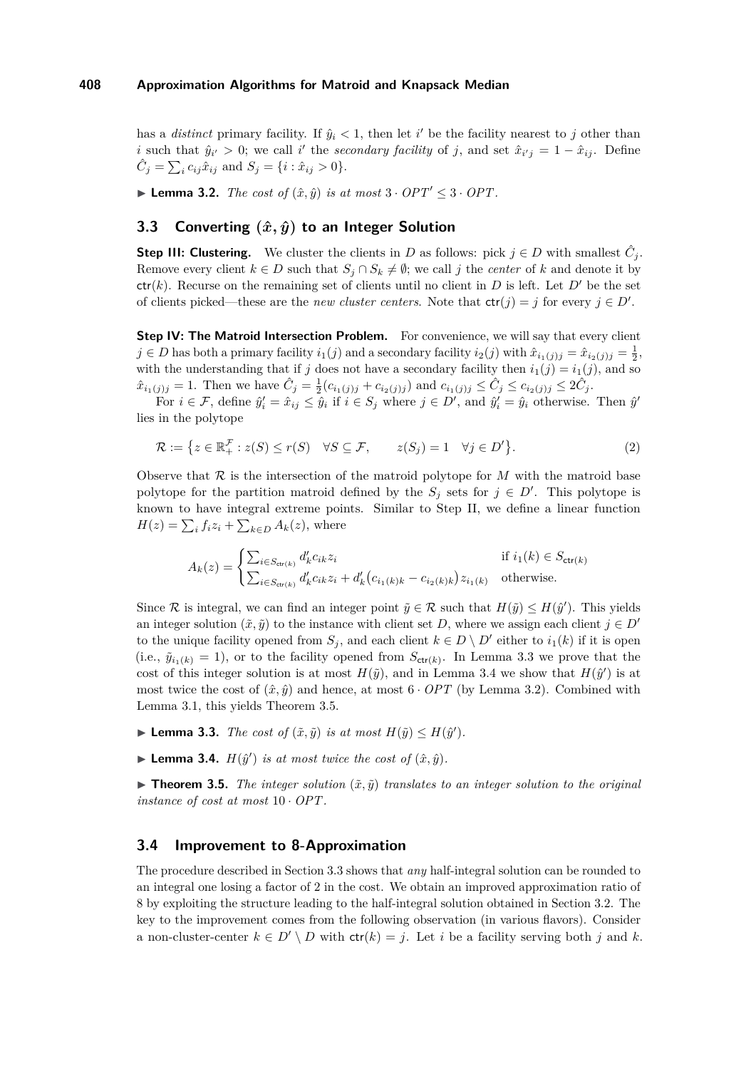has a *distinct* primary facility. If $\hat{y}_i < 1$, then let $i'$ be the facility nearest to $j$ other than $i$ such that $\hat{y}_{i'} > 0$; we call $i'$ the *secondary facility* of $j$, and set $\hat{x}_{i'j} = 1 - \hat{x}_{ij}$. Define $\hat{C}_j = \sum_i c_{ij}\hat{x}_{ij}$ and $S_j = \{i : \hat{x}_{ij} > 0\}$.

▶ **Lemma 3.2.** *The cost of $(\hat{x}, \hat{y})$ is at most $3 \cdot OPT' \leq 3 \cdot OPT$.*

## 3.3 Converting $(\hat{x}, \hat{y})$ to an Integer Solution

**Step III: Clustering.** We cluster the clients in $D$ as follows: pick $j \in D$ with smallest $\hat{C}_j$. Remove every client $k \in D$ such that $S_j \cap S_k \neq \emptyset$; we call $j$ the *center* of $k$ and denote it by $\mathsf{ctr}(k)$. Recurse on the remaining set of clients until no client in $D$ is left. Let $D'$ be the set of clients picked—these are the *new cluster centers*. Note that $\mathsf{ctr}(j) = j$ for every $j \in D'$.

**Step IV: The Matroid Intersection Problem.** For convenience, we will say that every client $j \in D$ has both a primary facility $i_1(j)$ and a secondary facility $i_2(j)$ with $\hat{x}_{i_1(j)j} = \hat{x}_{i_2(j)j} = \frac{1}{2}$, with the understanding that if $j$ does not have a secondary facility then $i_1(j) = i_1(j)$, and so $\hat{x}_{i_1(j)j} = 1$. Then we have $\hat{C}_j = \frac{1}{2}(c_{i_1(j)j} + c_{i_2(j)j})$ and $c_{i_1(j)j} \leq \hat{C}_j \leq c_{i_2(j)j} \leq 2\hat{C}_j$.

For $i \in \mathcal{F}$, define $\hat{y}'_i = \hat{x}_{ij} \leq \hat{y}_i$ if $i \in S_j$ where $j \in D'$, and $\hat{y}'_i = \hat{y}_i$ otherwise. Then $\hat{y}'$ lies in the polytope

$$\mathcal{R} := \big\{ z \in \mathbb{R}_+^{\mathcal{F}} : z(S) \leq r(S) \quad \forall S \subseteq \mathcal{F}, \qquad z(S_j) = 1 \quad \forall j \in D' \big\}. \tag{2}$$

Observe that $\mathcal{R}$ is the intersection of the matroid polytope for $M$ with the matroid base polytope for the partition matroid defined by the $S_j$ sets for $j \in D'$. This polytope is known to have integral extreme points. Similar to Step II, we define a linear function $H(z) = \sum_i f_i z_i + \sum_{k \in D} A_k(z)$, where

$$A_k(z) = \begin{cases} \sum_{i \in S_{\mathsf{ctr}(k)}} d'_k c_{ik} z_i & \text{if } i_1(k) \in S_{\mathsf{ctr}(k)} \\ \sum_{i \in S_{\mathsf{ctr}(k)}} d'_k c_{ik} z_i + d'_k\big(c_{i_1(k)k} - c_{i_2(k)k}\big) z_{i_1(k)} & \text{otherwise.} \end{cases}$$

Since $\mathcal{R}$ is integral, we can find an integer point $\tilde{y} \in \mathcal{R}$ such that $H(\tilde{y}) \leq H(\hat{y}')$. This yields an integer solution $(\tilde{x}, \tilde{y})$ to the instance with client set $D$, where we assign each client $j \in D'$ to the unique facility opened from $S_j$, and each client $k \in D \setminus D'$ either to $i_1(k)$ if it is open (i.e., $\tilde{y}_{i_1(k)} = 1$), or to the facility opened from $S_{\mathsf{ctr}(k)}$. In Lemma 3.3 we prove that the cost of this integer solution is at most $H(\tilde{y})$, and in Lemma 3.4 we show that $H(\hat{y}')$ is at most twice the cost of $(\hat{x}, \hat{y})$ and hence, at most $6 \cdot OPT$ (by Lemma 3.2). Combined with Lemma 3.1, this yields Theorem 3.5.

▶ **Lemma 3.3.** *The cost of $(\tilde{x}, \tilde{y})$ is at most $H(\tilde{y}) \leq H(\hat{y}')$.*

▶ **Lemma 3.4.** *$H(\hat{y}')$ is at most twice the cost of $(\hat{x}, \hat{y})$.*

▶ **Theorem 3.5.** *The integer solution $(\tilde{x}, \tilde{y})$ translates to an integer solution to the original instance of cost at most $10 \cdot OPT$.*

## 3.4 Improvement to 8-Approximation

The procedure described in Section 3.3 shows that *any* half-integral solution can be rounded to an integral one losing a factor of 2 in the cost. We obtain an improved approximation ratio of 8 by exploiting the structure leading to the half-integral solution obtained in Section 3.2. The key to the improvement comes from the following observation (in various flavors). Consider a non-cluster-center $k \in D' \setminus D$ with $\mathsf{ctr}(k) = j$. Let $i$ be a facility serving both $j$ and $k$.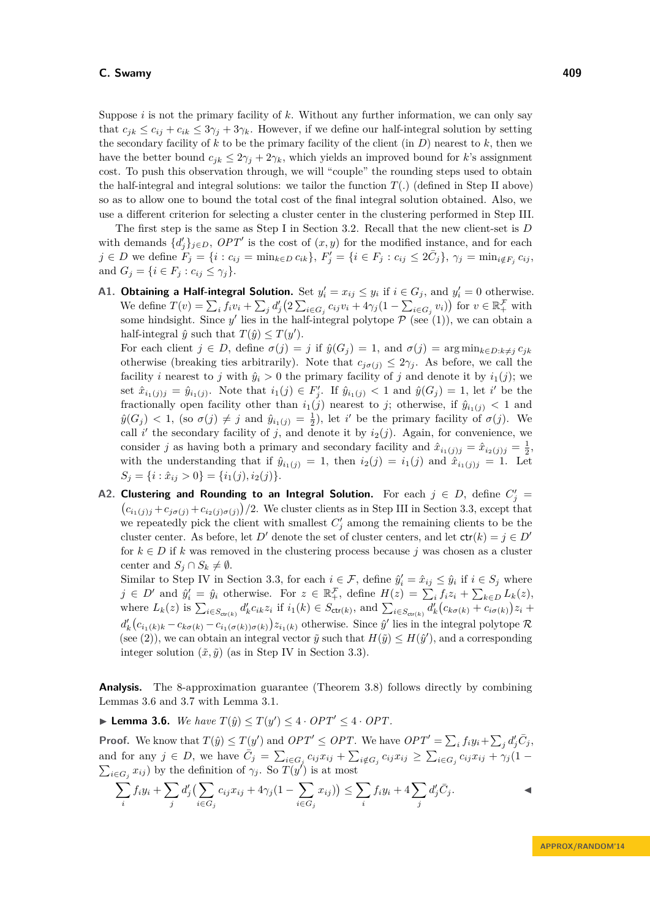Suppose $i$ is not the primary facility of $k$. Without any further information, we can only say that $c_{jk} \leq c_{ij} + c_{ik} \leq 3\gamma_j + 3\gamma_k$. However, if we define our half-integral solution by setting the secondary facility of $k$ to be the primary facility of the client (in $D$) nearest to $k$, then we have the better bound $c_{jk} \leq 2\gamma_j + 2\gamma_k$, which yields an improved bound for $k$'s assignment cost. To push this observation through, we will "couple" the rounding steps used to obtain the half-integral and integral solutions: we tailor the function $T(.)$ (defined in Step II above) so as to allow one to bound the total cost of the final integral solution obtained. Also, we use a different criterion for selecting a cluster center in the clustering performed in Step III.

The first step is the same as Step I in Section 3.2. Recall that the new client-set is $D$ with demands $\{d'_j\}_{j \in D}$, $OPT'$ is the cost of $(x, y)$ for the modified instance, and for each $j \in D$ we define $F_j = \{i : c_{ij} = \min_{k \in D} c_{ik}\}$, $F'_j = \{i \in F_j : c_{ij} \leq 2\bar{C}_j\}$, $\gamma_j = \min_{i \notin F_j} c_{ij}$, and $G_j = \{i \in F_j : c_{ij} \leq \gamma_j\}$.

**A1. Obtaining a Half-integral Solution.** Set $y'_i = x_{ij} \leq y_i$ if $i \in G_j$, and $y'_i = 0$ otherwise. We define $T(v) = \sum_i f_i v_i + \sum_j d'_j \big(2 \sum_{i \in G_j} c_{ij} v_i + 4\gamma_j (1 - \sum_{i \in G_j} v_i)\big)$ for $v \in \mathbb{R}^{\mathcal{F}}_+$ with some hindsight. Since $y'$ lies in the half-integral polytope $\mathcal{P}$ (see (1)), we can obtain a half-integral $\hat{y}$ such that $T(\hat{y}) \leq T(y')$.

For each client $j \in D$, define $\sigma(j) = j$ if $\hat{y}(G_j) = 1$, and $\sigma(j) = \arg\min_{k \in D: k \neq j} c_{jk}$ otherwise (breaking ties arbitrarily). Note that $c_{j\sigma(j)} \leq 2\gamma_j$. As before, we call the facility $i$ nearest to $j$ with $\hat{y}_i > 0$ the primary facility of $j$ and denote it by $i_1(j)$; we set $\hat{x}_{i_1(j)j} = \hat{y}_{i_1(j)}$. Note that $i_1(j) \in F'_j$. If $\hat{y}_{i_1(j)} < 1$ and $\hat{y}(G_j) = 1$, let $i'$ be the fractionally open facility other than $i_1(j)$ nearest to $j$; otherwise, if $\hat{y}_{i_1(j)} < 1$ and $\hat{y}(G_j) < 1$, (so $\sigma(j) \neq j$ and $\hat{y}_{i_1(j)} = \frac{1}{2}$), let $i'$ be the primary facility of $\sigma(j)$. We call $i'$ the secondary facility of $j$, and denote it by $i_2(j)$. Again, for convenience, we consider $j$ as having both a primary and secondary facility and $\hat{x}_{i_1(j)j} = \hat{x}_{i_2(j)j} = \frac{1}{2}$, with the understanding that if $\hat{y}_{i_1(j)} = 1$, then $i_2(j) = i_1(j)$ and $\hat{x}_{i_1(j)j} = 1$. Let $S_j = \{i : \hat{x}_{ij} > 0\} = \{i_1(j), i_2(j)\}$.

**A2. Clustering and Rounding to an Integral Solution.** For each $j \in D$, define $C'_j = \big(c_{i_1(j)j} + c_{j\sigma(j)} + c_{i_2(j)\sigma(j)}\big)/2$. We cluster clients as in Step III in Section 3.3, except that we repeatedly pick the client with smallest $C'_j$ among the remaining clients to be the cluster center. As before, let $D'$ denote the set of cluster centers, and let $\mathsf{ctr}(k) = j \in D'$ for $k \in D$ if $k$ was removed in the clustering process because $j$ was chosen as a cluster center and $S_j \cap S_k \neq \emptyset$.

Similar to Step IV in Section 3.3, for each $i \in \mathcal{F}$, define $\hat{y}'_i = \hat{x}_{ij} \leq \hat{y}_i$ if $i \in S_j$ where $j \in D'$ and $\hat{y}'_i = \hat{y}_i$ otherwise. For $z \in \mathbb{R}^{\mathcal{F}}_+$, define $H(z) = \sum_i f_i z_i + \sum_{k \in D} L_k(z)$, where $L_k(z)$ is $\sum_{i \in S_{\mathsf{ctr}(k)}} d'_k c_{ik} z_i$ if $i_1(k) \in S_{\mathsf{ctr}(k)}$, and $\sum_{i \in S_{\mathsf{ctr}(k)}} d'_k \big(c_{k\sigma(k)} + c_{i\sigma(k)}\big) z_i + d'_k \big(c_{i_1(k)k} - c_{k\sigma(k)} - c_{i_1(\sigma(k))\sigma(k)}\big) z_{i_1(k)}$ otherwise. Since $\hat{y}'$ lies in the integral polytope $\mathcal{R}$ (see (2)), we can obtain an integral vector $\tilde{y}$ such that $H(\tilde{y}) \leq H(\hat{y}')$, and a corresponding integer solution $(\tilde{x}, \tilde{y})$ (as in Step IV in Section 3.3).

**Analysis.** The 8-approximation guarantee (Theorem 3.8) follows directly by combining Lemmas 3.6 and 3.7 with Lemma 3.1.

▶ **Lemma 3.6.** *We have* $T(\hat{y}) \leq T(y') \leq 4 \cdot OPT' \leq 4 \cdot OPT$.

**Proof.** We know that $T(\hat{y}) \leq T(y')$ and $OPT' \leq OPT$. We have $OPT' = \sum_i f_i y_i + \sum_j d'_j \bar{C}_j$, and for any $j \in D$, we have $\bar{C}_j = \sum_{i \in G_j} c_{ij} x_{ij} + \sum_{i \notin G_j} c_{ij} x_{ij} \geq \sum_{i \in G_j} c_{ij} x_{ij} + \gamma_j (1 - \sum_{i \in G_j} x_{ij})$ by the definition of $\gamma_j$. So $T(y')$ is at most

$$\sum_i f_i y_i + \sum_j d'_j \Big( \sum_{i \in G_j} c_{ij} x_{ij} + 4\gamma_j (1 - \sum_{i \in G_j} x_{ij}) \Big) \leq \sum_i f_i y_i + 4 \sum_j d'_j \bar{C}_j.$$ ◀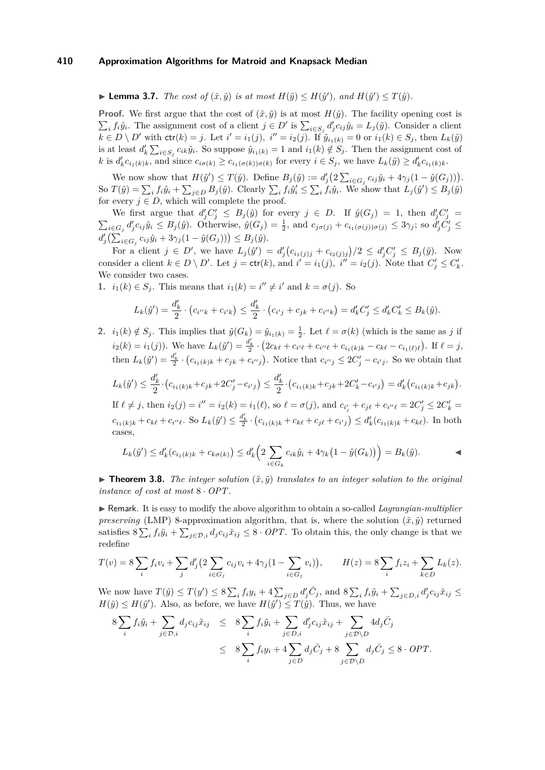▶ **Lemma 3.7.** *The cost of $(\tilde{x}, \tilde{y})$ is at most $H(\tilde{y}) \le H(\hat{y}')$, and $H(\hat{y}') \le T(\hat{y})$.*

**Proof.** We first argue that the cost of $(\tilde{x}, \tilde{y})$ is at most $H(\tilde{y})$. The facility opening cost is $\sum_i f_i \tilde{y}_i$. The assignment cost of a client $j \in D'$ is $\sum_{i \in S_j} d'_j c_{ij} \tilde{y}_i = L_j(\tilde{y})$. Consider a client $k \in D \setminus D'$ with $\mathsf{ctr}(k) = j$. Let $i' = i_1(j)$, $i'' = i_2(j)$. If $\tilde{y}_{i_1(k)} = 0$ or $i_1(k) \in S_j$, then $L_k(\tilde{y})$ is at least $d'_k \sum_{i \in S_j} c_{ik} \tilde{y}_i$. So suppose $\tilde{y}_{i_1(k)} = 1$ and $i_1(k) \notin S_j$. Then the assignment cost of $k$ is $d'_k c_{i_1(k)k}$, and since $c_{i\sigma(k)} \ge c_{i_1(\sigma(k))\sigma(k)}$ for every $i \in S_j$, we have $L_k(\tilde{y}) \ge d'_k c_{i_1(k)k}$.

We now show that $H(\hat{y}') \le T(\hat{y})$. Define $B_j(\hat{y}) := d'_j\big(2\sum_{i \in G_j} c_{ij}\hat{y}_i + 4\gamma_j(1 - \hat{y}(G_j))\big)$. So $T(\hat{y}) = \sum_i f_i \hat{y}_i + \sum_{j \in D} B_j(\hat{y})$. Clearly $\sum_i f_i \hat{y}'_i \le \sum_i f_i \hat{y}_i$. We show that $L_j(\hat{y}') \le B_j(\hat{y})$ for every $j \in D$, which will complete the proof.

We first argue that $d'_j C'_j \le B_j(\hat{y})$ for every $j \in D$. If $\hat{y}(G_j) = 1$, then $d'_j C'_j = \sum_{i \in G_j} d'_j c_{ij} \hat{y}_i \le B_j(\hat{y})$. Otherwise, $\hat{y}(G_j) = \frac{1}{2}$, and $c_{j\sigma(j)} + c_{i_1(\sigma(j))\sigma(j)} \le 3\gamma_j$; so $d'_j C'_j \le d'_j\big(\sum_{i \in G_j} c_{ij}\hat{y}_i + 3\gamma_j(1 - \hat{y}(G_j))\big) \le B_j(\hat{y})$.

For a client $j \in D'$, we have $L_j(\hat{y}') = d'_j\big(c_{i_1(j)j} + c_{i_2(j)j}\big)/2 \le d'_j C'_j \le B_j(\hat{y})$. Now consider a client $k \in D \setminus D'$. Let $j = \mathsf{ctr}(k)$, and $i' = i_1(j)$, $i'' = i_2(j)$. Note that $C'_j \le C'_k$. We consider two cases.

1. $i_1(k) \in S_j$. This means that $i_1(k) = i'' \ne i'$ and $k = \sigma(j)$. So

$$L_k(\hat{y}') = \frac{d'_k}{2} \cdot \big(c_{i''k} + c_{i'k}\big) \le \frac{d'_k}{2} \cdot \big(c_{i'j} + c_{jk} + c_{i''k}\big) = d'_k C'_j \le d'_k C'_k \le B_k(\hat{y}).$$

2. $i_1(k) \notin S_j$. This implies that $\hat{y}(G_k) = \hat{y}_{i_1(k)} = \frac{1}{2}$. Let $\ell = \sigma(k)$ (which is the same as $j$ if $i_2(k) = i_1(j)$). We have $L_k(\hat{y}') = \frac{d'_k}{2} \cdot \big(2c_{k\ell} + c_{i'\ell} + c_{i''\ell} + c_{i_1(k)k} - c_{k\ell} - c_{i_1(\ell)\ell}\big)$. If $\ell = j$, then $L_k(\hat{y}') = \frac{d'_k}{2} \cdot \big(c_{i_1(k)k} + c_{jk} + c_{i''j}\big)$. Notice that $c_{i''j} \le 2C'_j - c_{i'j}$. So we obtain that

$$L_k(\hat{y}') \le \frac{d'_k}{2} \cdot \big(c_{i_1(k)k} + c_{jk} + 2C'_j - c_{i'j}\big) \le \frac{d'_k}{2} \cdot \big(c_{i_1(k)k} + c_{jk} + 2C'_k - c_{i'j}\big) = d'_k\big(c_{i_1(k)k} + c_{jk}\big).$$

If $\ell \ne j$, then $i_2(j) = i'' = i_2(k) = i_1(\ell)$, so $\ell = \sigma(j)$, and $c_{i'_j} + c_{j\ell} + c_{i''\ell} = 2C'_j \le 2C'_k = c_{i_1(k)k} + c_{k\ell} + c_{i''\ell}$. So $L_k(\hat{y}') \le \frac{d'_k}{2} \cdot \big(c_{i_1(k)k} + c_{k\ell} + c_{j\ell} + c_{i'j}\big) \le d'_k(c_{i_1(k)k} + c_{k\ell})$. In both cases,

$$L_k(\hat{y}') \le d'_k(c_{i_1(k)k} + c_{k\sigma(k)}) \le d'_k\Big(2\sum_{i \in G_k} c_{ik}\hat{y}_i + 4\gamma_k\big(1 - \hat{y}(G_k)\big)\Big) = B_k(\hat{y}). \qquad ◀$$

▶ **Theorem 3.8.** *The integer solution $(\tilde{x}, \tilde{y})$ translates to an integer solution to the original instance of cost at most $8 \cdot OPT$.*

▶ Remark. It is easy to modify the above algorithm to obtain a so-called *Lagrangian-multiplier preserving* (LMP) 8-approximation algorithm, that is, where the solution $(\tilde{x}, \tilde{y})$ returned satisfies $8\sum_i f_i \tilde{y}_i + \sum_{j \in \mathcal{D}, i} d_j c_{ij} \tilde{x}_{ij} \le 8 \cdot OPT$. To obtain this, the only change is that we redefine

$$T(v) = 8\sum_i f_i v_i + \sum_j d'_j\big(2\sum_{i \in G_j} c_{ij} v_i + 4\gamma_j(1 - \sum_{i \in G_j} v_i)\big), \qquad H(z) = 8\sum_i f_i z_i + \sum_{k \in D} L_k(z).$$

We now have $T(\hat{y}) \le T(y') \le 8\sum_i f_i y_i + 4\sum_{j \in D} d'_j \bar{C}_j$, and $8\sum_i f_i \tilde{y}_i + \sum_{j \in D, i} d'_j c_{ij} \tilde{x}_{ij} \le H(\tilde{y}) \le H(\hat{y}')$. Also, as before, we have $H(\hat{y}') \le T(\hat{y})$. Thus, we have

$$\begin{aligned}
8\sum_i f_i \tilde{y}_i + \sum_{j \in \mathcal{D}, i} d_j c_{ij} \tilde{x}_{ij} &\le 8\sum_i f_i \tilde{y}_i + \sum_{j \in D, i} d'_j c_{ij} \tilde{x}_{ij} + \sum_{j \in \mathcal{D} \setminus D} 4 d_j \bar{C}_j \\
&\le 8\sum_i f_i y_i + 4\sum_{j \in D} d_j \bar{C}_j + 8\sum_{j \in \mathcal{D} \setminus D} d_j \bar{C}_j \le 8 \cdot OPT.
\end{aligned}$$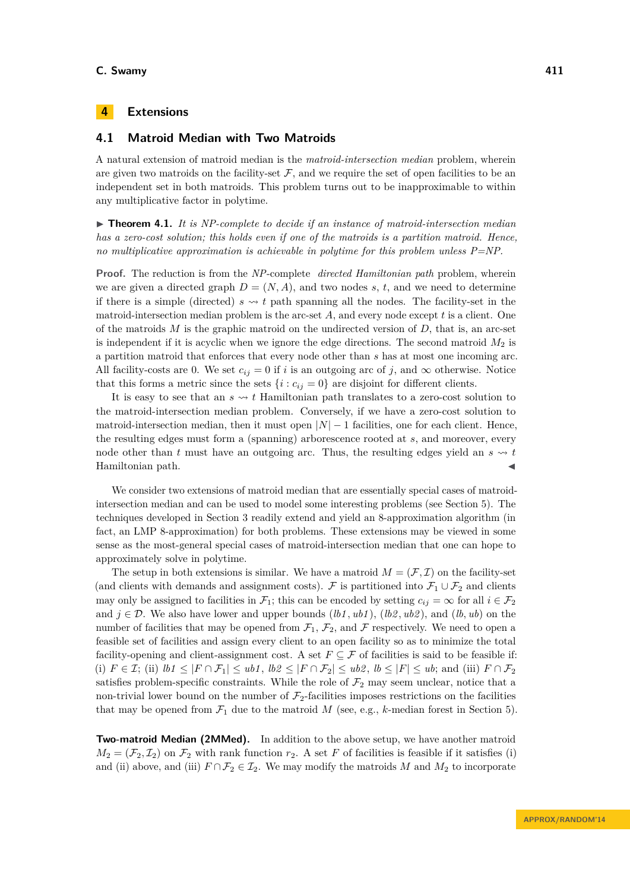## 4 Extensions

### 4.1 Matroid Median with Two Matroids

A natural extension of matroid median is the *matroid-intersection median* problem, wherein are given two matroids on the facility-set $\mathcal{F}$, and we require the set of open facilities to be an independent set in both matroids. This problem turns out to be inapproximable to within any multiplicative factor in polytime.

▶ **Theorem 4.1.** *It is NP-complete to decide if an instance of matroid-intersection median has a zero-cost solution; this holds even if one of the matroids is a partition matroid. Hence, no multiplicative approximation is achievable in polytime for this problem unless P=NP.*

**Proof.** The reduction is from the *NP*-complete *directed Hamiltonian path* problem, wherein we are given a directed graph $D = (N, A)$, and two nodes $s$, $t$, and we need to determine if there is a simple (directed) $s \rightsquigarrow t$ path spanning all the nodes. The facility-set in the matroid-intersection median problem is the arc-set $A$, and every node except $t$ is a client. One of the matroids $M$ is the graphic matroid on the undirected version of $D$, that is, an arc-set is independent if it is acyclic when we ignore the edge directions. The second matroid $M_2$ is a partition matroid that enforces that every node other than $s$ has at most one incoming arc. All facility-costs are 0. We set $c_{ij} = 0$ if $i$ is an outgoing arc of $j$, and $\infty$ otherwise. Notice that this forms a metric since the sets $\{i : c_{ij} = 0\}$ are disjoint for different clients.

It is easy to see that an $s \rightsquigarrow t$ Hamiltonian path translates to a zero-cost solution to the matroid-intersection median problem. Conversely, if we have a zero-cost solution to matroid-intersection median, then it must open $|N| - 1$ facilities, one for each client. Hence, the resulting edges must form a (spanning) arborescence rooted at $s$, and moreover, every node other than $t$ must have an outgoing arc. Thus, the resulting edges yield an $s \rightsquigarrow t$ Hamiltonian path. ◀

We consider two extensions of matroid median that are essentially special cases of matroid-intersection median and can be used to model some interesting problems (see Section 5). The techniques developed in Section 3 readily extend and yield an 8-approximation algorithm (in fact, an LMP 8-approximation) for both problems. These extensions may be viewed in some sense as the most-general special cases of matroid-intersection median that one can hope to approximately solve in polytime.

The setup in both extensions is similar. We have a matroid $M = (\mathcal{F}, \mathcal{I})$ on the facility-set (and clients with demands and assignment costs). $\mathcal{F}$ is partitioned into $\mathcal{F}_1 \cup \mathcal{F}_2$ and clients may only be assigned to facilities in $\mathcal{F}_1$; this can be encoded by setting $c_{ij} = \infty$ for all $i \in \mathcal{F}_2$ and $j \in \mathcal{D}$. We also have lower and upper bounds $(lb1, ub1)$, $(lb2, ub2)$, and $(lb, ub)$ on the number of facilities that may be opened from $\mathcal{F}_1$, $\mathcal{F}_2$, and $\mathcal{F}$ respectively. We need to open a feasible set of facilities and assign every client to an open facility so as to minimize the total facility-opening and client-assignment cost. A set $F \subseteq \mathcal{F}$ of facilities is said to be feasible if: (i) $F \in \mathcal{I}$; (ii) $lb1 \leq |F \cap \mathcal{F}_1| \leq ub1$, $lb2 \leq |F \cap \mathcal{F}_2| \leq ub2$, $lb \leq |F| \leq ub$; and (iii) $F \cap \mathcal{F}_2$ satisfies problem-specific constraints. While the role of $\mathcal{F}_2$ may seem unclear, notice that a non-trivial lower bound on the number of $\mathcal{F}_2$-facilities imposes restrictions on the facilities that may be opened from $\mathcal{F}_1$ due to the matroid $M$ (see, e.g., $k$-median forest in Section 5).

**Two-matroid Median (2MMed).** In addition to the above setup, we have another matroid $M_2 = (\mathcal{F}_2, \mathcal{I}_2)$ on $\mathcal{F}_2$ with rank function $r_2$. A set $F$ of facilities is feasible if it satisfies (i) and (ii) above, and (iii) $F \cap \mathcal{F}_2 \in \mathcal{I}_2$. We may modify the matroids $M$ and $M_2$ to incorporate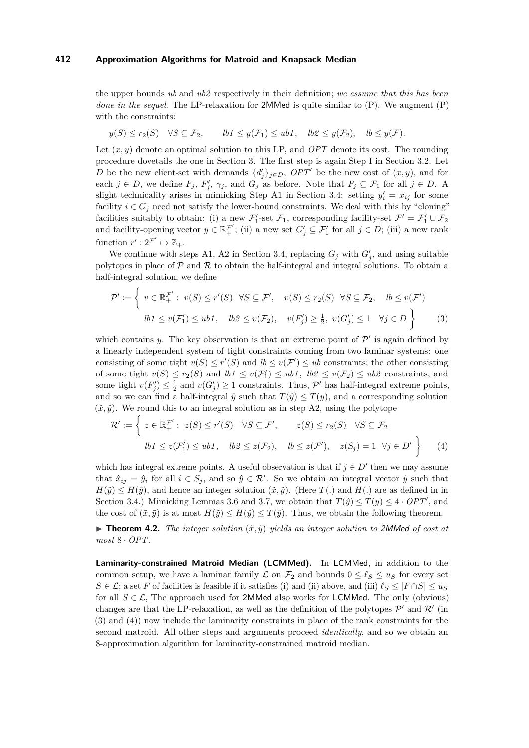the upper bounds *ub* and *ub2* respectively in their definition; *we assume that this has been done in the sequel*. The LP-relaxation for 2MMed is quite similar to (P). We augment (P) with the constraints:

$$y(S) \leq r_2(S) \quad \forall S \subseteq \mathcal{F}_2, \qquad lb1 \leq y(\mathcal{F}_1) \leq ub1, \quad lb2 \leq y(\mathcal{F}_2), \quad lb \leq y(\mathcal{F}).$$

Let $(x, y)$ denote an optimal solution to this LP, and $OPT$ denote its cost. The rounding procedure dovetails the one in Section 3. The first step is again Step I in Section 3.2. Let $D$ be the new client-set with demands $\{d'_j\}_{j \in D}$, $OPT'$ be the new cost of $(x, y)$, and for each $j \in D$, we define $F_j$, $F'_j$, $\gamma_j$, and $G_j$ as before. Note that $F_j \subseteq \mathcal{F}_1$ for all $j \in D$. A slight technicality arises in mimicking Step A1 in Section 3.4: setting $y'_i = x_{ij}$ for some facility $i \in G_j$ need not satisfy the lower-bound constraints. We deal with this by "cloning" facilities suitably to obtain: (i) a new $\mathcal{F}'_1$-set $\mathcal{F}_1$, corresponding facility-set $\mathcal{F}' = \mathcal{F}'_1 \cup \mathcal{F}_2$ and facility-opening vector $y \in \mathbb{R}_+^{\mathcal{F}'}$; (ii) a new set $G'_j \subseteq \mathcal{F}'_1$ for all $j \in D$; (iii) a new rank function $r' : 2^{\mathcal{F}'} \mapsto \mathbb{Z}_+$.

We continue with steps A1, A2 in Section 3.4, replacing $G_j$ with $G'_j$, and using suitable polytopes in place of $\mathcal{P}$ and $\mathcal{R}$ to obtain the half-integral and integral solutions. To obtain a half-integral solution, we define

$$\mathcal{P}' := \left\{ \begin{array}{l} v \in \mathbb{R}_+^{\mathcal{F}'} : \ v(S) \leq r'(S) \ \ \forall S \subseteq \mathcal{F}', \quad v(S) \leq r_2(S) \ \ \forall S \subseteq \mathcal{F}_2, \quad lb \leq v(\mathcal{F}') \\ \qquad lb1 \leq v(\mathcal{F}'_1) \leq ub1, \quad lb2 \leq v(\mathcal{F}_2), \quad v(F'_j) \geq \tfrac{1}{2}, \ v(G'_j) \leq 1 \quad \forall j \in D \end{array} \right\} \tag{3}$$

which contains $y$. The key observation is that an extreme point of $\mathcal{P}'$ is again defined by a linearly independent system of tight constraints coming from two laminar systems: one consisting of some tight $v(S) \leq r'(S)$ and $lb \leq v(\mathcal{F}') \leq ub$ constraints; the other consisting of some tight $v(S) \leq r_2(S)$ and $lb1 \leq v(\mathcal{F}'_1) \leq ub1$, $lb2 \leq v(\mathcal{F}_2) \leq ub2$ constraints, and some tight $v(F'_j) \leq \frac{1}{2}$ and $v(G'_j) \geq 1$ constraints. Thus, $\mathcal{P}'$ has half-integral extreme points, and so we can find a half-integral $\hat{y}$ such that $T(\hat{y}) \leq T(y)$, and a corresponding solution $(\hat{x}, \hat{y})$. We round this to an integral solution as in step A2, using the polytope

$$\mathcal{R}' := \left\{ \begin{array}{l} z \in \mathbb{R}_+^{\mathcal{F}'} : \ z(S) \leq r'(S) \quad \forall S \subseteq \mathcal{F}', \qquad z(S) \leq r_2(S) \quad \forall S \subseteq \mathcal{F}_2 \\ \qquad lb1 \leq z(\mathcal{F}'_1) \leq ub1, \quad lb2 \leq z(\mathcal{F}_2), \quad lb \leq z(\mathcal{F}'), \quad z(S_j) = 1 \ \ \forall j \in D' \end{array} \right\} \tag{4}$$

which has integral extreme points. A useful observation is that if $j \in D'$ then we may assume that $\hat{x}_{ij} = \hat{y}_i$ for all $i \in S_j$, and so $\hat{y} \in \mathcal{R}'$. So we obtain an integral vector $\tilde{y}$ such that $H(\tilde{y}) \leq H(\hat{y})$, and hence an integer solution $(\tilde{x}, \tilde{y})$. (Here $T(.)$ and $H(.)$ are as defined in in Section 3.4.) Mimicking Lemmas 3.6 and 3.7, we obtain that $T(\hat{y}) \leq T(y) \leq 4 \cdot OPT'$, and the cost of $(\tilde{x}, \tilde{y})$ is at most $H(\tilde{y}) \leq H(\hat{y}) \leq T(\hat{y})$. Thus, we obtain the following theorem.

▶ **Theorem 4.2.** *The integer solution $(\tilde{x}, \tilde{y})$ yields an integer solution to 2MMed of cost at most $8 \cdot OPT$.*

**Laminarity-constrained Matroid Median (LCMMed).** In LCMMed, in addition to the common setup, we have a laminar family $\mathcal{L}$ on $\mathcal{F}_2$ and bounds $0 \leq \ell_S \leq u_S$ for every set $S \in \mathcal{L}$; a set $F$ of facilities is feasible if it satisfies (i) and (ii) above, and (iii) $\ell_S \leq |F \cap S| \leq u_S$ for all $S \in \mathcal{L}$, The approach used for 2MMed also works for LCMMed. The only (obvious) changes are that the LP-relaxation, as well as the definition of the polytopes $\mathcal{P}'$ and $\mathcal{R}'$ (in (3) and (4)) now include the laminarity constraints in place of the rank constraints for the second matroid. All other steps and arguments proceed *identically*, and so we obtain an 8-approximation algorithm for laminarity-constrained matroid median.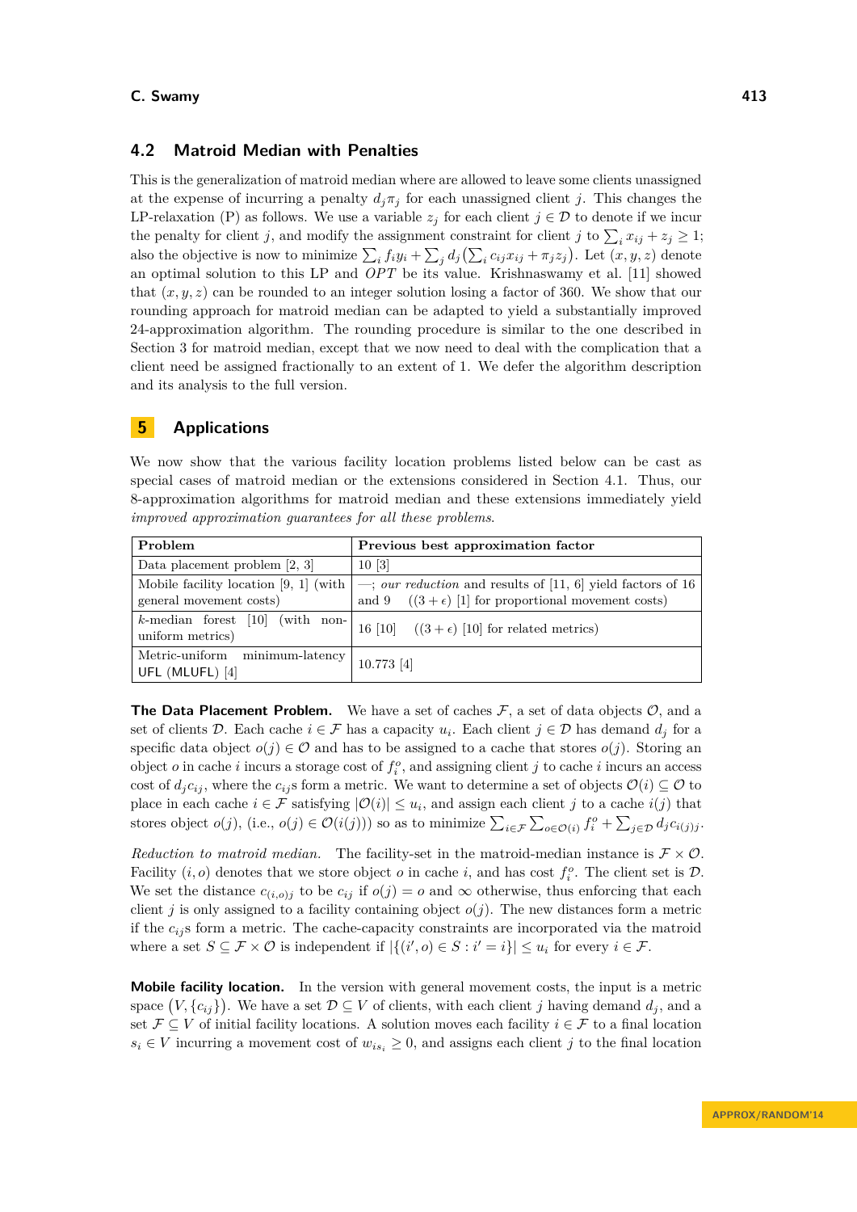## 4.2 Matroid Median with Penalties

This is the generalization of matroid median where are allowed to leave some clients unassigned at the expense of incurring a penalty $d_j\pi_j$ for each unassigned client $j$. This changes the LP-relaxation (P) as follows. We use a variable $z_j$ for each client $j \in \mathcal{D}$ to denote if we incur the penalty for client $j$, and modify the assignment constraint for client $j$ to $\sum_i x_{ij} + z_j \geq 1$; also the objective is now to minimize $\sum_i f_i y_i + \sum_j d_j \big(\sum_i c_{ij} x_{ij} + \pi_j z_j\big)$. Let $(x, y, z)$ denote an optimal solution to this LP and $OPT$ be its value. Krishnaswamy et al. [11] showed that $(x, y, z)$ can be rounded to an integer solution losing a factor of 360. We show that our rounding approach for matroid median can be adapted to yield a substantially improved 24-approximation algorithm. The rounding procedure is similar to the one described in Section 3 for matroid median, except that we now need to deal with the complication that a client need be assigned fractionally to an extent of 1. We defer the algorithm description and its analysis to the full version.

# 5 Applications

We now show that the various facility location problems listed below can be cast as special cases of matroid median or the extensions considered in Section 4.1. Thus, our 8-approximation algorithms for matroid median and these extensions immediately yield *improved approximation guarantees for all these problems.*

| Problem | Previous best approximation factor |
|---|---|
| Data placement problem [2, 3] | 10 [3] |
| Mobile facility location [9, 1] (with general movement costs) | —; *our reduction* and results of [11, 6] yield factors of 16 and 9 $((3+\epsilon)$ [1] for proportional movement costs) |
| $k$-median forest [10] (with non-uniform metrics) | 16 [10] $((3+\epsilon)$ [10] for related metrics) |
| Metric-uniform minimum-latency UFL (MLUFL) [4] | 10.773 [4] |

**The Data Placement Problem.** We have a set of caches $\mathcal{F}$, a set of data objects $\mathcal{O}$, and a set of clients $\mathcal{D}$. Each cache $i \in \mathcal{F}$ has a capacity $u_i$. Each client $j \in \mathcal{D}$ has demand $d_j$ for a specific data object $o(j) \in \mathcal{O}$ and has to be assigned to a cache that stores $o(j)$. Storing an object $o$ in cache $i$ incurs a storage cost of $f_i^o$, and assigning client $j$ to cache $i$ incurs an access cost of $d_j c_{ij}$, where the $c_{ij}$s form a metric. We want to determine a set of objects $\mathcal{O}(i) \subseteq \mathcal{O}$ to place in each cache $i \in \mathcal{F}$ satisfying $|\mathcal{O}(i)| \leq u_i$, and assign each client $j$ to a cache $i(j)$ that stores object $o(j)$, (i.e., $o(j) \in \mathcal{O}(i(j))$) so as to minimize $\sum_{i\in\mathcal{F}} \sum_{o\in\mathcal{O}(i)} f_i^o + \sum_{j\in\mathcal{D}} d_j c_{i(j)j}$.

*Reduction to matroid median.* The facility-set in the matroid-median instance is $\mathcal{F} \times \mathcal{O}$. Facility $(i, o)$ denotes that we store object $o$ in cache $i$, and has cost $f_i^o$. The client set is $\mathcal{D}$. We set the distance $c_{(i,o)j}$ to be $c_{ij}$ if $o(j) = o$ and $\infty$ otherwise, thus enforcing that each client $j$ is only assigned to a facility containing object $o(j)$. The new distances form a metric if the $c_{ij}$s form a metric. The cache-capacity constraints are incorporated via the matroid where a set $S \subseteq \mathcal{F} \times \mathcal{O}$ is independent if $|\{(i', o) \in S : i' = i\}| \leq u_i$ for every $i \in \mathcal{F}$.

**Mobile facility location.** In the version with general movement costs, the input is a metric space $\big(V, \{c_{ij}\}\big)$. We have a set $\mathcal{D} \subseteq V$ of clients, with each client $j$ having demand $d_j$, and a set $\mathcal{F} \subseteq V$ of initial facility locations. A solution moves each facility $i \in \mathcal{F}$ to a final location $s_i \in V$ incurring a movement cost of $w_{is_i} \geq 0$, and assigns each client $j$ to the final location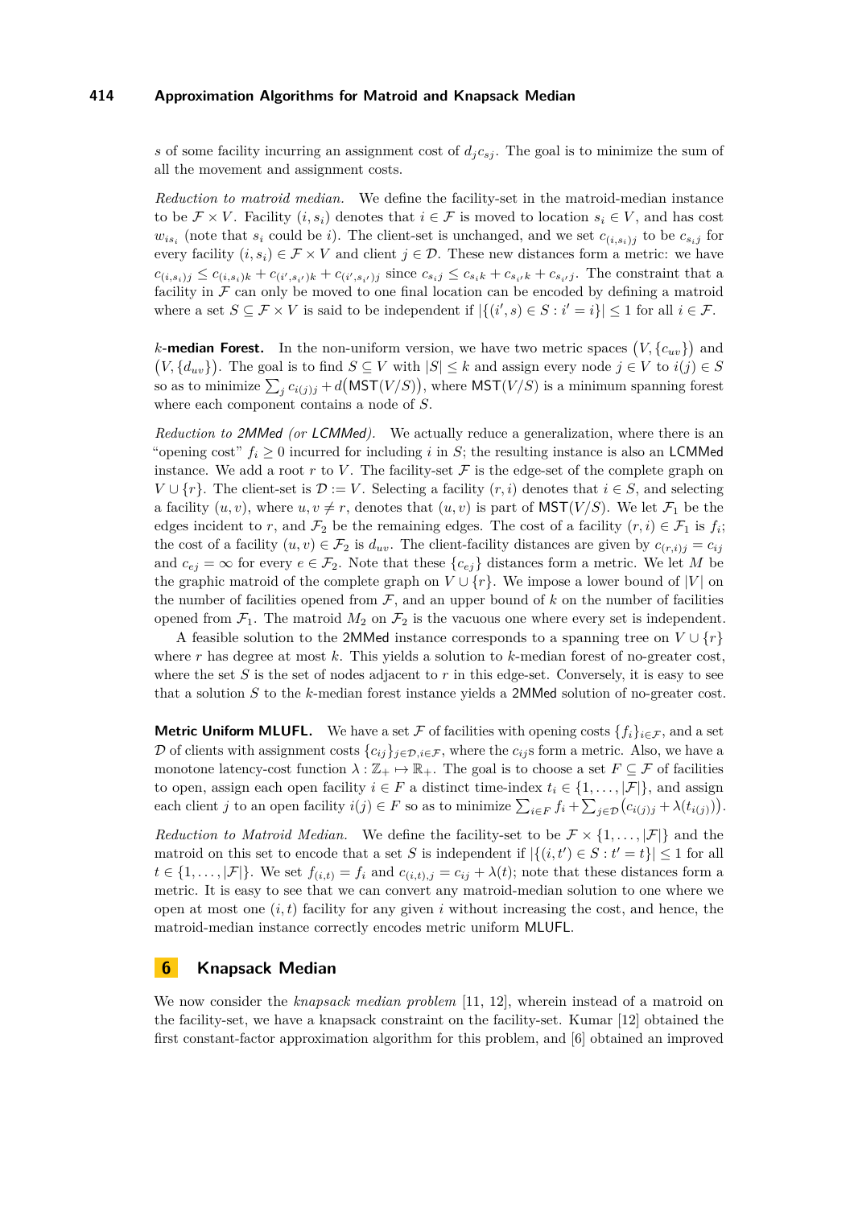$s$ of some facility incurring an assignment cost of $d_j c_{sj}$. The goal is to minimize the sum of all the movement and assignment costs.

*Reduction to matroid median.* We define the facility-set in the matroid-median instance to be $\mathcal{F} \times V$. Facility $(i, s_i)$ denotes that $i \in \mathcal{F}$ is moved to location $s_i \in V$, and has cost $w_{is_i}$ (note that $s_i$ could be $i$). The client-set is unchanged, and we set $c_{(i,s_i)j}$ to be $c_{s_i j}$ for every facility $(i, s_i) \in \mathcal{F} \times V$ and client $j \in \mathcal{D}$. These new distances form a metric: we have $c_{(i,s_i)j} \leq c_{(i,s_i)k} + c_{(i',s_{i'})k} + c_{(i',s_{i'})j}$ since $c_{s_i j} \leq c_{s_i k} + c_{s_{i'} k} + c_{s_{i'} j}$. The constraint that a facility in $\mathcal{F}$ can only be moved to one final location can be encoded by defining a matroid where a set $S \subseteq \mathcal{F} \times V$ is said to be independent if $|\{(i', s) \in S : i' = i\}| \leq 1$ for all $i \in \mathcal{F}$.

**$k$-median Forest.** In the non-uniform version, we have two metric spaces $(V, \{c_{uv}\})$ and $(V, \{d_{uv}\})$. The goal is to find $S \subseteq V$ with $|S| \leq k$ and assign every node $j \in V$ to $i(j) \in S$ so as to minimize $\sum_j c_{i(j)j} + d(\mathsf{MST}(V/S))$, where $\mathsf{MST}(V/S)$ is a minimum spanning forest where each component contains a node of $S$.

*Reduction to 2MMed (or LCMMed).* We actually reduce a generalization, where there is an "opening cost" $f_i \geq 0$ incurred for including $i$ in $S$; the resulting instance is also an LCMMed instance. We add a root $r$ to $V$. The facility-set $\mathcal{F}$ is the edge-set of the complete graph on $V \cup \{r\}$. The client-set is $\mathcal{D} := V$. Selecting a facility $(r, i)$ denotes that $i \in S$, and selecting a facility $(u, v)$, where $u, v \neq r$, denotes that $(u, v)$ is part of $\mathsf{MST}(V/S)$. We let $\mathcal{F}_1$ be the edges incident to $r$, and $\mathcal{F}_2$ be the remaining edges. The cost of a facility $(r, i) \in \mathcal{F}_1$ is $f_i$; the cost of a facility $(u, v) \in \mathcal{F}_2$ is $d_{uv}$. The client-facility distances are given by $c_{(r,i)j} = c_{ij}$ and $c_{ej} = \infty$ for every $e \in \mathcal{F}_2$. Note that these $\{c_{ej}\}$ distances form a metric. We let $M$ be the graphic matroid of the complete graph on $V \cup \{r\}$. We impose a lower bound of $|V|$ on the number of facilities opened from $\mathcal{F}$, and an upper bound of $k$ on the number of facilities opened from $\mathcal{F}_1$. The matroid $M_2$ on $\mathcal{F}_2$ is the vacuous one where every set is independent.

A feasible solution to the 2MMed instance corresponds to a spanning tree on $V \cup \{r\}$ where $r$ has degree at most $k$. This yields a solution to $k$-median forest of no-greater cost, where the set $S$ is the set of nodes adjacent to $r$ in this edge-set. Conversely, it is easy to see that a solution $S$ to the $k$-median forest instance yields a 2MMed solution of no-greater cost.

**Metric Uniform MLUFL.** We have a set $\mathcal{F}$ of facilities with opening costs $\{f_i\}_{i \in \mathcal{F}}$, and a set $\mathcal{D}$ of clients with assignment costs $\{c_{ij}\}_{j \in \mathcal{D}, i \in \mathcal{F}}$, where the $c_{ij}$s form a metric. Also, we have a monotone latency-cost function $\lambda : \mathbb{Z}_+ \mapsto \mathbb{R}_+$. The goal is to choose a set $F \subseteq \mathcal{F}$ of facilities to open, assign each open facility $i \in F$ a distinct time-index $t_i \in \{1, \ldots, |\mathcal{F}|\}$, and assign each client $j$ to an open facility $i(j) \in F$ so as to minimize $\sum_{i \in F} f_i + \sum_{j \in \mathcal{D}} \big(c_{i(j)j} + \lambda(t_{i(j)})\big)$.

*Reduction to Matroid Median.* We define the facility-set to be $\mathcal{F} \times \{1, \ldots, |\mathcal{F}|\}$ and the matroid on this set to encode that a set $S$ is independent if $|\{(i, t') \in S : t' = t\}| \leq 1$ for all $t \in \{1, \ldots, |\mathcal{F}|\}$. We set $f_{(i,t)} = f_i$ and $c_{(i,t),j} = c_{ij} + \lambda(t)$; note that these distances form a metric. It is easy to see that we can convert any matroid-median solution to one where we open at most one $(i, t)$ facility for any given $i$ without increasing the cost, and hence, the matroid-median instance correctly encodes metric uniform MLUFL.

## 6 Knapsack Median

We now consider the *knapsack median problem* [11, 12], wherein instead of a matroid on the facility-set, we have a knapsack constraint on the facility-set. Kumar [12] obtained the first constant-factor approximation algorithm for this problem, and [6] obtained an improved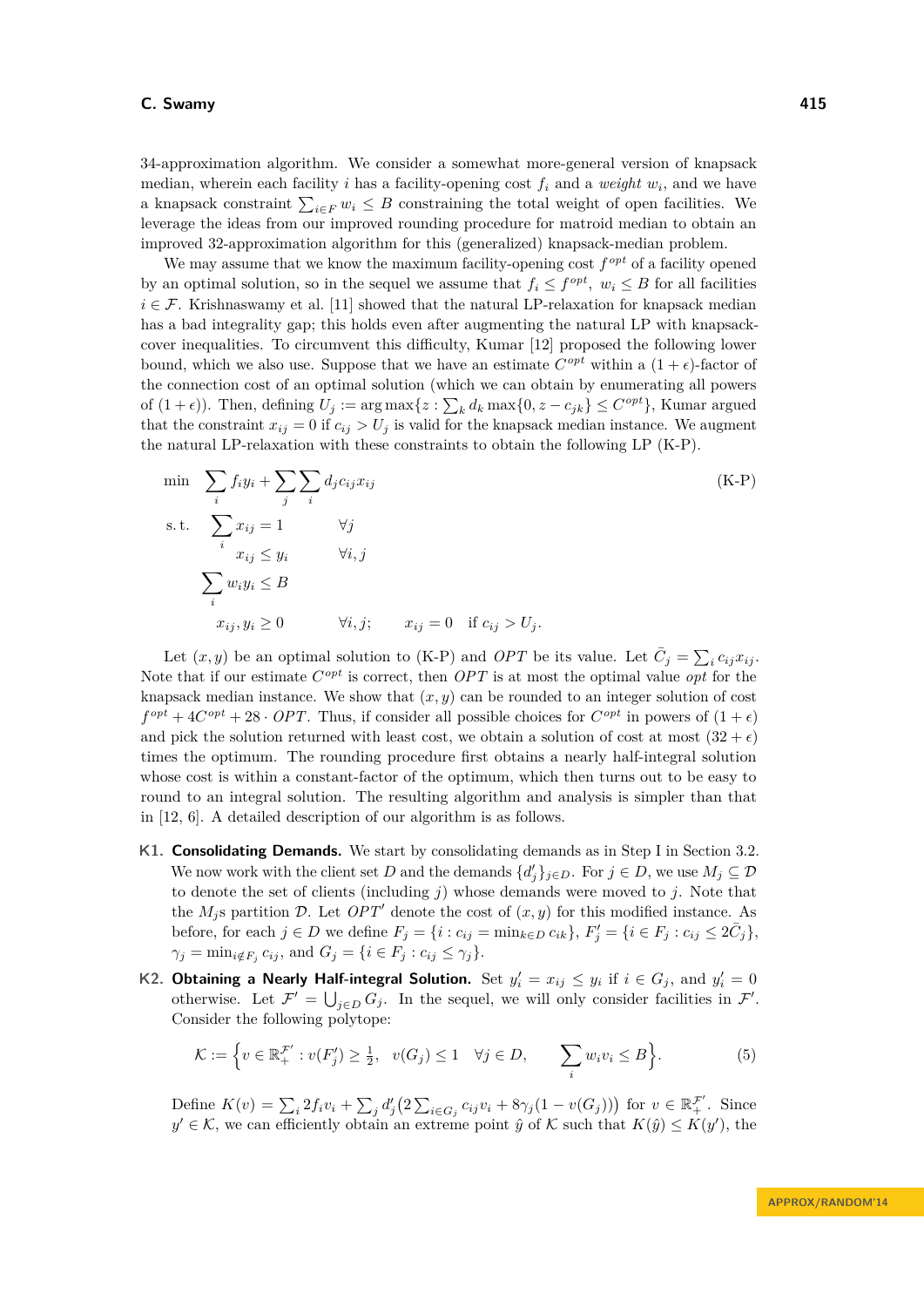34-approximation algorithm. We consider a somewhat more-general version of knapsack median, wherein each facility $i$ has a facility-opening cost $f_i$ and a *weight* $w_i$, and we have a knapsack constraint $\sum_{i \in F} w_i \leq B$ constraining the total weight of open facilities. We leverage the ideas from our improved rounding procedure for matroid median to obtain an improved 32-approximation algorithm for this (generalized) knapsack-median problem.

We may assume that we know the maximum facility-opening cost $f^{opt}$ of a facility opened by an optimal solution, so in the sequel we assume that $f_i \leq f^{opt}$, $w_i \leq B$ for all facilities $i \in \mathcal{F}$. Krishnaswamy et al. [11] showed that the natural LP-relaxation for knapsack median has a bad integrality gap; this holds even after augmenting the natural LP with knapsack-cover inequalities. To circumvent this difficulty, Kumar [12] proposed the following lower bound, which we also use. Suppose that we have an estimate $C^{opt}$ within a $(1+\epsilon)$-factor of the connection cost of an optimal solution (which we can obtain by enumerating all powers of $(1+\epsilon)$). Then, defining $U_j := \arg\max\{z : \sum_k d_k \max\{0, z - c_{jk}\} \leq C^{opt}\}$, Kumar argued that the constraint $x_{ij} = 0$ if $c_{ij} > U_j$ is valid for the knapsack median instance. We augment the natural LP-relaxation with these constraints to obtain the following LP (K-P).

$$
\begin{aligned}
\min \quad & \sum_i f_i y_i + \sum_j \sum_i d_j c_{ij} x_{ij} && \text{(K-P)} \\
\text{s.t.} \quad & \sum_i x_{ij} = 1 && \forall j \\
& x_{ij} \leq y_i && \forall i, j \\
& \sum_i w_i y_i \leq B \\
& x_{ij}, y_i \geq 0 && \forall i, j; \qquad x_{ij} = 0 \quad \text{if } c_{ij} > U_j.
\end{aligned}
$$

Let $(x, y)$ be an optimal solution to (K-P) and $OPT$ be its value. Let $\bar{C}_j = \sum_i c_{ij} x_{ij}$. Note that if our estimate $C^{opt}$ is correct, then $OPT$ is at most the optimal value $opt$ for the knapsack median instance. We show that $(x, y)$ can be rounded to an integer solution of cost $f^{opt} + 4C^{opt} + 28 \cdot OPT$. Thus, if consider all possible choices for $C^{opt}$ in powers of $(1+\epsilon)$ and pick the solution returned with least cost, we obtain a solution of cost at most $(32+\epsilon)$ times the optimum. The rounding procedure first obtains a nearly half-integral solution whose cost is within a constant-factor of the optimum, which then turns out to be easy to round to an integral solution. The resulting algorithm and analysis is simpler than that in [12, 6]. A detailed description of our algorithm is as follows.

**K1. Consolidating Demands.** We start by consolidating demands as in Step I in Section 3.2. We now work with the client set $D$ and the demands $\{d'_j\}_{j \in D}$. For $j \in D$, we use $M_j \subseteq \mathcal{D}$ to denote the set of clients (including $j$) whose demands were moved to $j$. Note that the $M_j$s partition $\mathcal{D}$. Let $OPT'$ denote the cost of $(x, y)$ for this modified instance. As before, for each $j \in D$ we define $F_j = \{i : c_{ij} = \min_{k \in D} c_{ik}\}$, $F'_j = \{i \in F_j : c_{ij} \leq 2\bar{C}_j\}$, $\gamma_j = \min_{i \notin F_j} c_{ij}$, and $G_j = \{i \in F_j : c_{ij} \leq \gamma_j\}$.

**K2. Obtaining a Nearly Half-integral Solution.** Set $y'_i = x_{ij} \leq y_i$ if $i \in G_j$, and $y'_i = 0$ otherwise. Let $\mathcal{F}' = \bigcup_{j \in D} G_j$. In the sequel, we will only consider facilities in $\mathcal{F}'$. Consider the following polytope:

$$
\mathcal{K} := \Big\{ v \in \mathbb{R}_+^{\mathcal{F}'} : v(F'_j) \geq \tfrac{1}{2}, \ \ v(G_j) \leq 1 \quad \forall j \in D, \qquad \sum_i w_i v_i \leq B \Big\}. \tag{5}
$$

Define $K(v) = \sum_i 2 f_i v_i + \sum_j d'_j \big(2 \sum_{i \in G_j} c_{ij} v_i + 8\gamma_j (1 - v(G_j))\big)$ for $v \in \mathbb{R}_+^{\mathcal{F}'}$. Since $y' \in \mathcal{K}$, we can efficiently obtain an extreme point $\hat{y}$ of $\mathcal{K}$ such that $K(\hat{y}) \leq K(y')$, the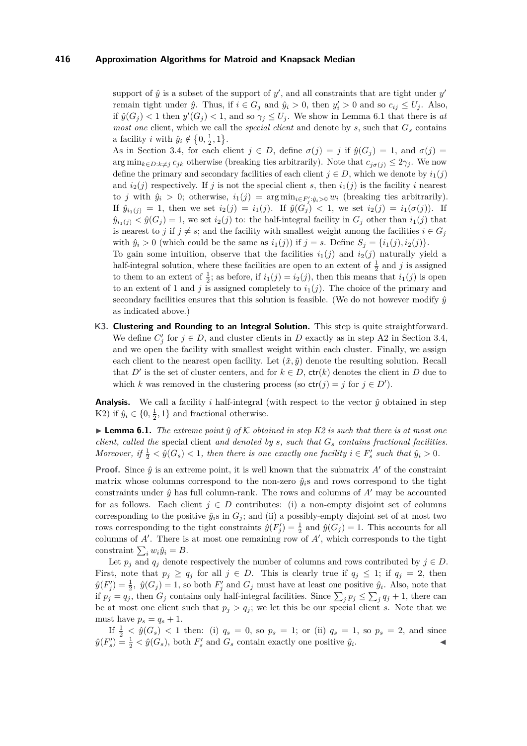support of $\hat{y}$ is a subset of the support of $y'$, and all constraints that are tight under $y'$ remain tight under $\hat{y}$. Thus, if $i \in G_j$ and $\hat{y}_i > 0$, then $y'_i > 0$ and so $c_{ij} \leq U_j$. Also, if $\hat{y}(G_j) < 1$ then $y'(G_j) < 1$, and so $\gamma_j \leq U_j$. We show in Lemma 6.1 that there is *at most one* client, which we call the *special client* and denote by $s$, such that $G_s$ contains a facility $i$ with $\hat{y}_i \notin \{0, \frac{1}{2}, 1\}$.

As in Section 3.4, for each client $j \in D$, define $\sigma(j) = j$ if $\hat{y}(G_j) = 1$, and $\sigma(j) = \arg\min_{k \in D: k \neq j} c_{jk}$ otherwise (breaking ties arbitrarily). Note that $c_{j\sigma(j)} \leq 2\gamma_j$. We now define the primary and secondary facilities of each client $j \in D$, which we denote by $i_1(j)$ and $i_2(j)$ respectively. If $j$ is not the special client $s$, then $i_1(j)$ is the facility $i$ nearest to $j$ with $\hat{y}_i > 0$; otherwise, $i_1(j) = \arg\min_{i \in F'_j : \hat{y}_i > 0} w_i$ (breaking ties arbitrarily). If $\hat{y}_{i_1(j)} = 1$, then we set $i_2(j) = i_1(j)$. If $\hat{y}(G_j) < 1$, we set $i_2(j) = i_1(\sigma(j))$. If $\hat{y}_{i_1(j)} < \hat{y}(G_j) = 1$, we set $i_2(j)$ to: the half-integral facility in $G_j$ other than $i_1(j)$ that is nearest to $j$ if $j \neq s$; and the facility with smallest weight among the facilities $i \in G_j$ with $\hat{y}_i > 0$ (which could be the same as $i_1(j)$) if $j = s$. Define $S_j = \{i_1(j), i_2(j)\}$.

To gain some intuition, observe that the facilities $i_1(j)$ and $i_2(j)$ naturally yield a half-integral solution, where these facilities are open to an extent of $\frac{1}{2}$ and $j$ is assigned to them to an extent of $\frac{1}{2}$; as before, if $i_1(j) = i_2(j)$, then this means that $i_1(j)$ is open to an extent of 1 and $j$ is assigned completely to $i_1(j)$. The choice of the primary and secondary facilities ensures that this solution is feasible. (We do not however modify $\hat{y}$ as indicated above.)

**K3. Clustering and Rounding to an Integral Solution.** This step is quite straightforward. We define $C'_j$ for $j \in D$, and cluster clients in $D$ exactly as in step A2 in Section 3.4, and we open the facility with smallest weight within each cluster. Finally, we assign each client to the nearest open facility. Let $(\tilde{x}, \tilde{y})$ denote the resulting solution. Recall that $D'$ is the set of cluster centers, and for $k \in D$, $\mathsf{ctr}(k)$ denotes the client in $D$ due to which $k$ was removed in the clustering process (so $\mathsf{ctr}(j) = j$ for $j \in D'$).

**Analysis.** We call a facility $i$ half-integral (with respect to the vector $\hat{y}$ obtained in step K2) if $\hat{y}_i \in \{0, \frac{1}{2}, 1\}$ and fractional otherwise.

▶ **Lemma 6.1.** *The extreme point $\hat{y}$ of $\mathcal{K}$ obtained in step K2 is such that there is at most one client, called the* special *client and denoted by $s$, such that $G_s$ contains fractional facilities. Moreover, if $\frac{1}{2} < \hat{y}(G_s) < 1$, then there is one exactly one facility $i \in F'_s$ such that $\hat{y}_i > 0$.*

**Proof.** Since $\hat{y}$ is an extreme point, it is well known that the submatrix $A'$ of the constraint matrix whose columns correspond to the non-zero $\hat{y}_i$s and rows correspond to the tight constraints under $\hat{y}$ has full column-rank. The rows and columns of $A'$ may be accounted for as follows. Each client $j \in D$ contributes: (i) a non-empty disjoint set of columns corresponding to the positive $\hat{y}_i$s in $G_j$; and (ii) a possibly-empty disjoint set of at most two rows corresponding to the tight constraints $\hat{y}(F'_j) = \frac{1}{2}$ and $\hat{y}(G_j) = 1$. This accounts for all columns of $A'$. There is at most one remaining row of $A'$, which corresponds to the tight constraint $\sum_i w_i \hat{y}_i = B$.

Let $p_j$ and $q_j$ denote respectively the number of columns and rows contributed by $j \in D$. First, note that $p_j \geq q_j$ for all $j \in D$. This is clearly true if $q_j \leq 1$; if $q_j = 2$, then $\hat{y}(F'_j) = \frac{1}{2}$, $\hat{y}(G_j) = 1$, so both $F'_j$ and $G_j$ must have at least one positive $\hat{y}_i$. Also, note that if $p_j = q_j$, then $G_j$ contains only half-integral facilities. Since $\sum_j p_j \leq \sum_j q_j + 1$, there can be at most one client such that $p_j > q_j$; we let this be our special client $s$. Note that we must have $p_s = q_s + 1$.

If $\frac{1}{2} < \hat{y}(G_s) < 1$ then: (i) $q_s = 0$, so $p_s = 1$; or (ii) $q_s = 1$, so $p_s = 2$, and since $\hat{y}(F'_s) = \frac{1}{2} < \hat{y}(G_s)$, both $F'_s$ and $G_s$ contain exactly one positive $\hat{y}_i$. ◀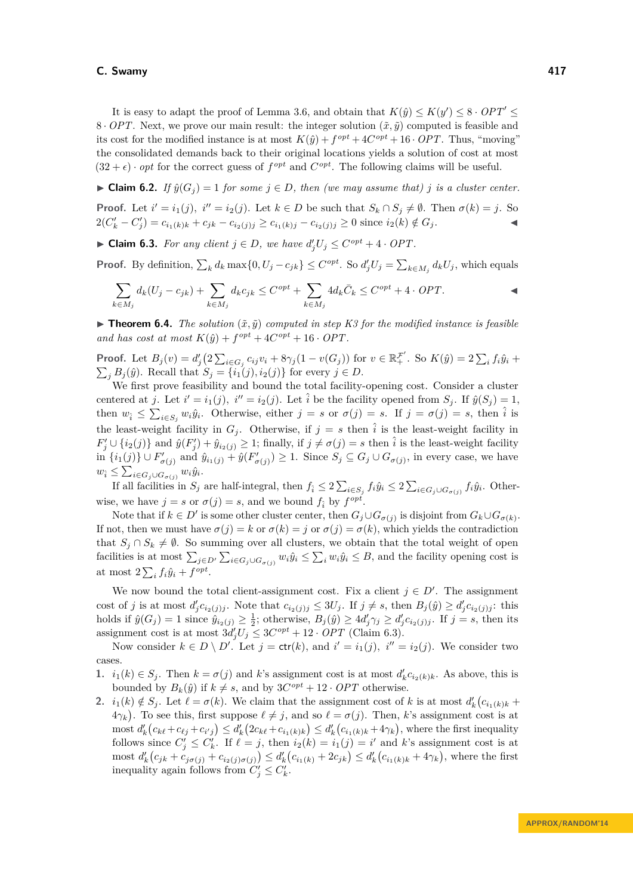It is easy to adapt the proof of Lemma 3.6, and obtain that $K(\hat{y}) \leq K(y') \leq 8 \cdot OPT' \leq 8 \cdot OPT$. Next, we prove our main result: the integer solution $(\tilde{x}, \tilde{y})$ computed is feasible and its cost for the modified instance is at most $K(\hat{y}) + f^{opt} + 4C^{opt} + 16 \cdot OPT$. Thus, "moving" the consolidated demands back to their original locations yields a solution of cost at most $(32+\epsilon) \cdot opt$ for the correct guess of $f^{opt}$ and $C^{opt}$. The following claims will be useful.

▶ **Claim 6.2.** *If $\hat{y}(G_j) = 1$ for some $j \in D$, then (we may assume that) $j$ is a cluster center.*

**Proof.** Let $i' = i_1(j)$, $i'' = i_2(j)$. Let $k \in D$ be such that $S_k \cap S_j \neq \emptyset$. Then $\sigma(k) = j$. So $2(C'_k - C'_j) = c_{i_1(k)k} + c_{jk} - c_{i_2(j)j} \geq c_{i_1(k)j} - c_{i_2(j)j} \geq 0$ since $i_2(k) \notin G_j$. ◀

▶ **Claim 6.3.** *For any client $j \in D$, we have $d'_j U_j \leq C^{opt} + 4 \cdot OPT$.*

**Proof.** By definition, $\sum_k d_k \max\{0, U_j - c_{jk}\} \leq C^{opt}$. So $d'_j U_j = \sum_{k \in M_j} d_k U_j$, which equals

$$\sum_{k \in M_j} d_k (U_j - c_{jk}) + \sum_{k \in M_j} d_k c_{jk} \leq C^{opt} + \sum_{k \in M_j} 4 d_k \bar{C}_k \leq C^{opt} + 4 \cdot OPT.$$ ◀

▶ **Theorem 6.4.** *The solution $(\tilde{x}, \tilde{y})$ computed in step K3 for the modified instance is feasible and has cost at most $K(\hat{y}) + f^{opt} + 4C^{opt} + 16 \cdot OPT$.*

**Proof.** Let $B_j(v) = d'_j\big(2\sum_{i \in G_j} c_{ij} v_i + 8\gamma_j(1 - v(G_j))\big)$ for $v \in \mathbb{R}_+^{\mathcal{F}'}$. So $K(\hat{y}) = 2\sum_i f_i \hat{y}_i + \sum_j B_j(\hat{y})$. Recall that $S_j = \{i_1(j), i_2(j)\}$ for every $j \in D$.

We first prove feasibility and bound the total facility-opening cost. Consider a cluster centered at $j$. Let $i' = i_1(j)$, $i'' = i_2(j)$. Let $\hat{i}$ be the facility opened from $S_j$. If $\hat{y}(S_j) = 1$, then $w_{\hat{i}} \leq \sum_{i \in S_j} w_i \hat{y}_i$. Otherwise, either $j = s$ or $\sigma(j) = s$. If $j = \sigma(j) = s$, then $\hat{i}$ is the least-weight facility in $G_j$. Otherwise, if $j = s$ then $\hat{i}$ is the least-weight facility in $F'_j \cup \{i_2(j)\}$ and $\hat{y}(F'_j) + \hat{y}_{i_2(j)} \geq 1$; finally, if $j \neq \sigma(j) = s$ then $\hat{i}$ is the least-weight facility in $\{i_1(j)\} \cup F'_{\sigma(j)}$ and $\hat{y}_{i_1(j)} + \hat{y}(F'_{\sigma(j)}) \geq 1$. Since $S_j \subseteq G_j \cup G_{\sigma(j)}$, in every case, we have $w_{\hat{i}} \leq \sum_{i \in G_j \cup G_{\sigma(j)}} w_i \hat{y}_i$.

If all facilities in $S_j$ are half-integral, then $f_{\hat{i}} \leq 2\sum_{i \in S_j} f_i \hat{y}_i \leq 2\sum_{i \in G_j \cup G_{\sigma(j)}} f_i \hat{y}_i$. Otherwise, we have $j = s$ or $\sigma(j) = s$, and we bound $f_{\hat{i}}$ by $f^{opt}$.

Note that if $k \in D'$ is some other cluster center, then $G_j \cup G_{\sigma(j)}$ is disjoint from $G_k \cup G_{\sigma(k)}$. If not, then we must have $\sigma(j) = k$ or $\sigma(k) = j$ or $\sigma(j) = \sigma(k)$, which yields the contradiction that $S_j \cap S_k \neq \emptyset$. So summing over all clusters, we obtain that the total weight of open facilities is at most $\sum_{j \in D'} \sum_{i \in G_j \cup G_{\sigma(j)}} w_i \hat{y}_i \leq \sum_i w_i \hat{y}_i \leq B$, and the facility opening cost is at most $2\sum_i f_i \hat{y}_i + f^{opt}$.

We now bound the total client-assignment cost. Fix a client $j \in D'$. The assignment cost of $j$ is at most $d'_j c_{i_2(j)j}$. Note that $c_{i_2(j)j} \leq 3U_j$. If $j \neq s$, then $B_j(\hat{y}) \geq d'_j c_{i_2(j)j}$: this holds if $\hat{y}(G_j) = 1$ since $\hat{y}_{i_2(j)} \geq \frac{1}{2}$; otherwise, $B_j(\hat{y}) \geq 4d'_j \gamma_j \geq d'_j c_{i_2(j)j}$. If $j = s$, then its assignment cost is at most $3d'_j U_j \leq 3C^{opt} + 12 \cdot OPT$ (Claim 6.3).

Now consider $k \in D \setminus D'$. Let $j = \mathsf{ctr}(k)$, and $i' = i_1(j)$, $i'' = i_2(j)$. We consider two cases.

1. $i_1(k) \in S_j$. Then $k = \sigma(j)$ and $k$'s assignment cost is at most $d'_k c_{i_2(k)k}$. As above, this is bounded by $B_k(\hat{y})$ if $k \neq s$, and by $3C^{opt} + 12 \cdot OPT$ otherwise.
2. $i_1(k) \notin S_j$. Let $\ell = \sigma(k)$. We claim that the assignment cost of $k$ is at most $d'_k\big(c_{i_1(k)k} + 4\gamma_k\big)$. To see this, first suppose $\ell \neq j$, and so $\ell = \sigma(j)$. Then, $k$'s assignment cost is at most $d'_k\big(c_{k\ell} + c_{\ell j} + c_{i'j}\big) \leq d'_k\big(2c_{k\ell} + c_{i_1(k)k}\big) \leq d'_k\big(c_{i_1(k)k} + 4\gamma_k\big)$, where the first inequality follows since $C'_j \leq C'_k$. If $\ell = j$, then $i_2(k) = i_1(j) = i'$ and $k$'s assignment cost is at most $d'_k\big(c_{jk} + c_{j\sigma(j)} + c_{i_2(j)\sigma(j)}\big) \leq d'_k\big(c_{i_1(k)} + 2c_{jk}\big) \leq d'_k\big(c_{i_1(k)k} + 4\gamma_k\big)$, where the first inequality again follows from $C'_j \leq C'_k$.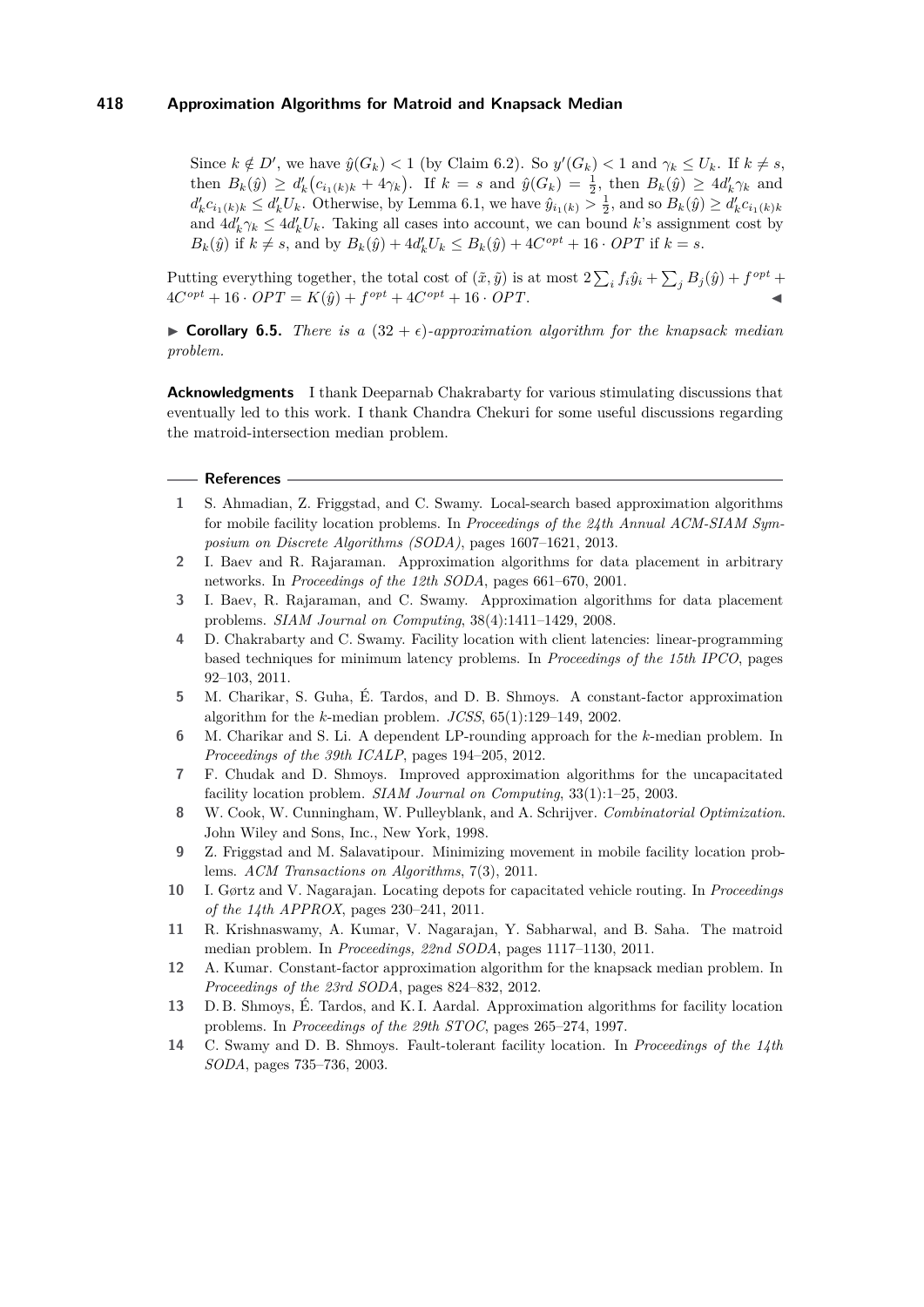Since $k \notin D'$, we have $\hat{y}(G_k) < 1$ (by Claim 6.2). So $y'(G_k) < 1$ and $\gamma_k \leq U_k$. If $k \neq s$, then $B_k(\hat{y}) \geq d'_k\big(c_{i_1(k)k} + 4\gamma_k\big)$. If $k = s$ and $\hat{y}(G_k) = \frac{1}{2}$, then $B_k(\hat{y}) \geq 4d'_k\gamma_k$ and $d'_k c_{i_1(k)k} \leq d'_k U_k$. Otherwise, by Lemma 6.1, we have $\hat{y}_{i_1(k)} > \frac{1}{2}$, and so $B_k(\hat{y}) \geq d'_k c_{i_1(k)k}$ and $4d'_k\gamma_k \leq 4d'_k U_k$. Taking all cases into account, we can bound $k$'s assignment cost by $B_k(\hat{y})$ if $k \neq s$, and by $B_k(\hat{y}) + 4d'_k U_k \leq B_k(\hat{y}) + 4C^{opt} + 16 \cdot OPT$ if $k = s$.

Putting everything together, the total cost of $(\tilde{x}, \tilde{y})$ is at most $2\sum_i f_i\hat{y}_i + \sum_j B_j(\hat{y}) + f^{opt} + 4C^{opt} + 16 \cdot OPT = K(\hat{y}) + f^{opt} + 4C^{opt} + 16 \cdot OPT$. ◀

▶ **Corollary 6.5.** *There is a $(32 + \epsilon)$-approximation algorithm for the knapsack median problem.*

**Acknowledgments** I thank Deeparnab Chakrabarty for various stimulating discussions that eventually led to this work. I thank Chandra Chekuri for some useful discussions regarding the matroid-intersection median problem.

## References

1. S. Ahmadian, Z. Friggstad, and C. Swamy. Local-search based approximation algorithms for mobile facility location problems. In *Proceedings of the 24th Annual ACM-SIAM Symposium on Discrete Algorithms (SODA)*, pages 1607–1621, 2013.
2. I. Baev and R. Rajaraman. Approximation algorithms for data placement in arbitrary networks. In *Proceedings of the 12th SODA*, pages 661–670, 2001.
3. I. Baev, R. Rajaraman, and C. Swamy. Approximation algorithms for data placement problems. *SIAM Journal on Computing*, 38(4):1411–1429, 2008.
4. D. Chakrabarty and C. Swamy. Facility location with client latencies: linear-programming based techniques for minimum latency problems. In *Proceedings of the 15th IPCO*, pages 92–103, 2011.
5. M. Charikar, S. Guha, É. Tardos, and D. B. Shmoys. A constant-factor approximation algorithm for the $k$-median problem. *JCSS*, 65(1):129–149, 2002.
6. M. Charikar and S. Li. A dependent LP-rounding approach for the $k$-median problem. In *Proceedings of the 39th ICALP*, pages 194–205, 2012.
7. F. Chudak and D. Shmoys. Improved approximation algorithms for the uncapacitated facility location problem. *SIAM Journal on Computing*, 33(1):1–25, 2003.
8. W. Cook, W. Cunningham, W. Pulleyblank, and A. Schrijver. *Combinatorial Optimization*. John Wiley and Sons, Inc., New York, 1998.
9. Z. Friggstad and M. Salavatipour. Minimizing movement in mobile facility location problems. *ACM Transactions on Algorithms*, 7(3), 2011.
10. I. Gørtz and V. Nagarajan. Locating depots for capacitated vehicle routing. In *Proceedings of the 14th APPROX*, pages 230–241, 2011.
11. R. Krishnaswamy, A. Kumar, V. Nagarajan, Y. Sabharwal, and B. Saha. The matroid median problem. In *Proceedings, 22nd SODA*, pages 1117–1130, 2011.
12. A. Kumar. Constant-factor approximation algorithm for the knapsack median problem. In *Proceedings of the 23rd SODA*, pages 824–832, 2012.
13. D.B. Shmoys, É. Tardos, and K.I. Aardal. Approximation algorithms for facility location problems. In *Proceedings of the 29th STOC*, pages 265–274, 1997.
14. C. Swamy and D. B. Shmoys. Fault-tolerant facility location. In *Proceedings of the 14th SODA*, pages 735–736, 2003.